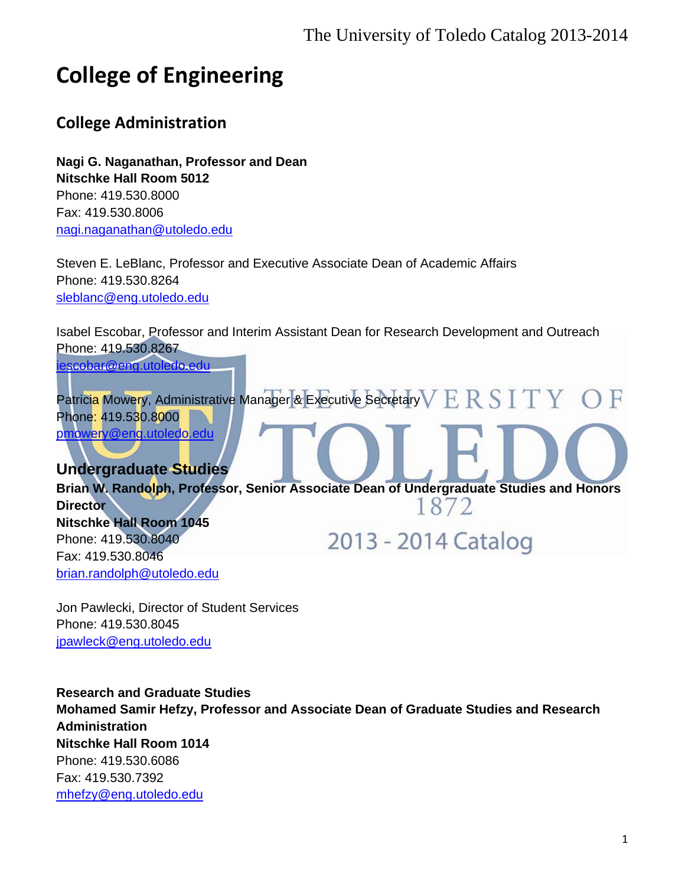# College of Engineering

## College Administration

**Nagi G. Naganathan, Professor and Dean**
**Nitschke Hall Room 5012**
Phone: 419.530.8000
Fax: 419.530.8006
nagi.naganathan@utoledo.edu

Steven E. LeBlanc, Professor and Executive Associate Dean of Academic Affairs
Phone: 419.530.8264
sleblanc@eng.utoledo.edu

Isabel Escobar, Professor and Interim Assistant Dean for Research Development and Outreach
Phone: 419.530.8267
iescobar@eng.utoledo.edu

Patricia Mowery, Administrative Manager & Executive Secretary
Phone: 419.530.8000
pmowery@eng.utoledo.edu

### Undergraduate Studies

**Brian W. Randolph, Professor, Senior Associate Dean of Undergraduate Studies and Honors Director**
**Nitschke Hall Room 1045**
Phone: 419.530.8040
Fax: 419.530.8046
brian.randolph@utoledo.edu

Jon Pawlecki, Director of Student Services
Phone: 419.530.8045
jpawleck@eng.utoledo.edu

**Research and Graduate Studies**
**Mohamed Samir Hefzy, Professor and Associate Dean of Graduate Studies and Research Administration**
**Nitschke Hall Room 1014**
Phone: 419.530.6086
Fax: 419.530.7392
mhefzy@eng.utoledo.edu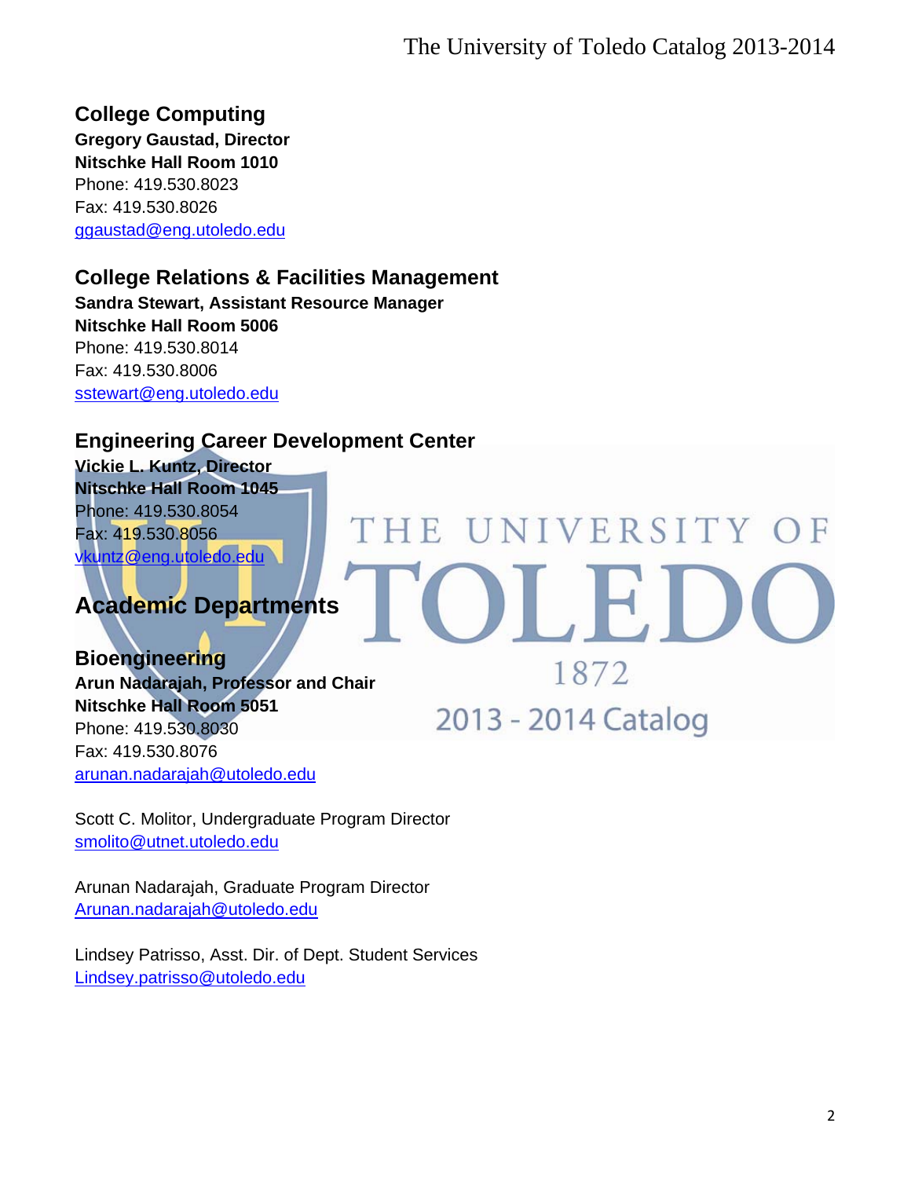## College Computing

**Gregory Gaustad, Director**
**Nitschke Hall Room 1010**
Phone: 419.530.8023
Fax: 419.530.8026
ggaustad@eng.utoledo.edu

## College Relations & Facilities Management

**Sandra Stewart, Assistant Resource Manager**
**Nitschke Hall Room 5006**
Phone: 419.530.8014
Fax: 419.530.8006
sstewart@eng.utoledo.edu

## Engineering Career Development Center

**Vickie L. Kuntz, Director**
**Nitschke Hall Room 1045**
Phone: 419.530.8054
Fax: 419.530.8056
vkuntz@eng.utoledo.edu

# Academic Departments

## Bioengineering

**Arun Nadarajah, Professor and Chair**
**Nitschke Hall Room 5051**
Phone: 419.530.8030
Fax: 419.530.8076
arunan.nadarajah@utoledo.edu

Scott C. Molitor, Undergraduate Program Director
smolito@utnet.utoledo.edu

Arunan Nadarajah, Graduate Program Director
Arunan.nadarajah@utoledo.edu

Lindsey Patrisso, Asst. Dir. of Dept. Student Services
Lindsey.patrisso@utoledo.edu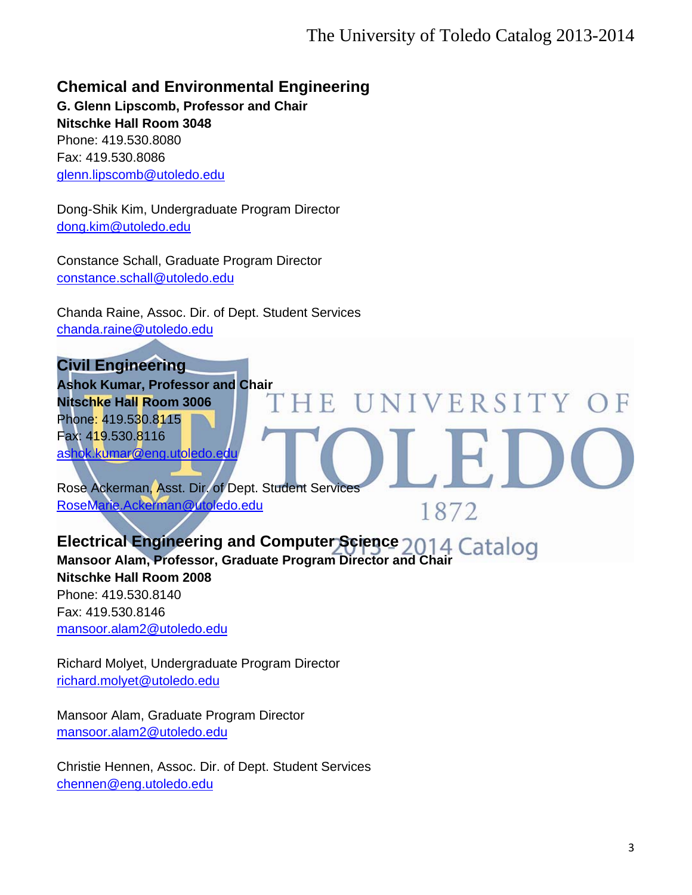## Chemical and Environmental Engineering

**G. Glenn Lipscomb, Professor and Chair**
**Nitschke Hall Room 3048**
Phone: 419.530.8080
Fax: 419.530.8086
glenn.lipscomb@utoledo.edu

Dong-Shik Kim, Undergraduate Program Director
dong.kim@utoledo.edu

Constance Schall, Graduate Program Director
constance.schall@utoledo.edu

Chanda Raine, Assoc. Dir. of Dept. Student Services
chanda.raine@utoledo.edu

## Civil Engineering

**Ashok Kumar, Professor and Chair**
**Nitschke Hall Room 3006**
Phone: 419.530.8115
Fax: 419.530.8116
ashok.kumar@eng.utoledo.edu

Rose Ackerman, Asst. Dir. of Dept. Student Services
RoseMarie.Ackerman@utoledo.edu

## Electrical Engineering and Computer Science

**Mansoor Alam, Professor, Graduate Program Director and Chair**
**Nitschke Hall Room 2008**
Phone: 419.530.8140
Fax: 419.530.8146
mansoor.alam2@utoledo.edu

Richard Molyet, Undergraduate Program Director
richard.molyet@utoledo.edu

Mansoor Alam, Graduate Program Director
mansoor.alam2@utoledo.edu

Christie Hennen, Assoc. Dir. of Dept. Student Services
chennen@eng.utoledo.edu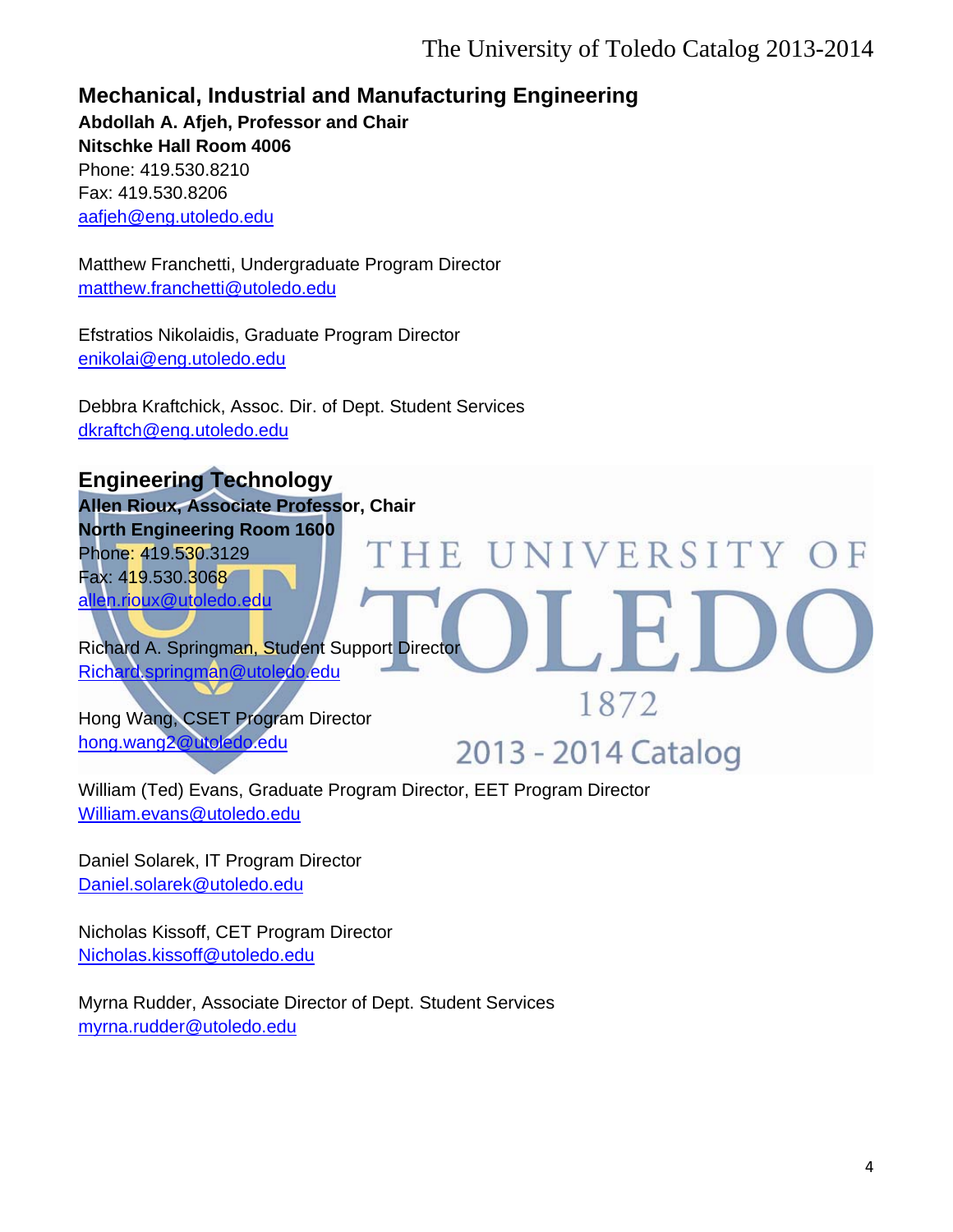## Mechanical, Industrial and Manufacturing Engineering

**Abdollah A. Afjeh, Professor and Chair**
**Nitschke Hall Room 4006**
Phone: 419.530.8210
Fax: 419.530.8206
aafjeh@eng.utoledo.edu

Matthew Franchetti, Undergraduate Program Director
matthew.franchetti@utoledo.edu

Efstratios Nikolaidis, Graduate Program Director
enikolai@eng.utoledo.edu

Debbra Kraftchick, Assoc. Dir. of Dept. Student Services
dkraftch@eng.utoledo.edu

## Engineering Technology

**Allen Rioux, Associate Professor, Chair**
**North Engineering Room 1600**
Phone: 419.530.3129
Fax: 419.530.3068
allen.rioux@utoledo.edu

Richard A. Springman, Student Support Director
Richard.springman@utoledo.edu

Hong Wang, CSET Program Director
hong.wang2@utoledo.edu

William (Ted) Evans, Graduate Program Director, EET Program Director
William.evans@utoledo.edu

Daniel Solarek, IT Program Director
Daniel.solarek@utoledo.edu

Nicholas Kissoff, CET Program Director
Nicholas.kissoff@utoledo.edu

Myrna Rudder, Associate Director of Dept. Student Services
myrna.rudder@utoledo.edu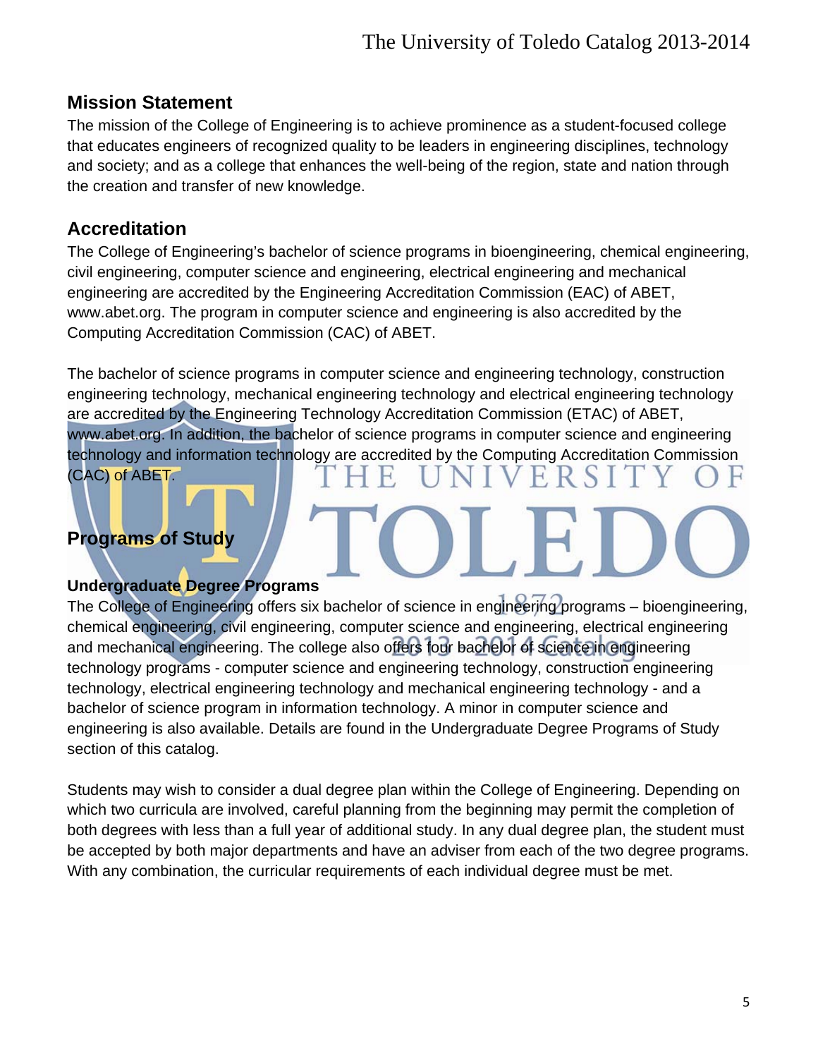## Mission Statement

The mission of the College of Engineering is to achieve prominence as a student-focused college that educates engineers of recognized quality to be leaders in engineering disciplines, technology and society; and as a college that enhances the well-being of the region, state and nation through the creation and transfer of new knowledge.

## Accreditation

The College of Engineering's bachelor of science programs in bioengineering, chemical engineering, civil engineering, computer science and engineering, electrical engineering and mechanical engineering are accredited by the Engineering Accreditation Commission (EAC) of ABET, www.abet.org. The program in computer science and engineering is also accredited by the Computing Accreditation Commission (CAC) of ABET.

The bachelor of science programs in computer science and engineering technology, construction engineering technology, mechanical engineering technology and electrical engineering technology are accredited by the Engineering Technology Accreditation Commission (ETAC) of ABET, www.abet.org. In addition, the bachelor of science programs in computer science and engineering technology and information technology are accredited by the Computing Accreditation Commission (CAC) of ABET.

## Programs of Study

### Undergraduate Degree Programs

The College of Engineering offers six bachelor of science in engineering programs – bioengineering, chemical engineering, civil engineering, computer science and engineering, electrical engineering and mechanical engineering. The college also offers four bachelor of science in engineering technology programs - computer science and engineering technology, construction engineering technology, electrical engineering technology and mechanical engineering technology - and a bachelor of science program in information technology. A minor in computer science and engineering is also available. Details are found in the Undergraduate Degree Programs of Study section of this catalog.

Students may wish to consider a dual degree plan within the College of Engineering. Depending on which two curricula are involved, careful planning from the beginning may permit the completion of both degrees with less than a full year of additional study. In any dual degree plan, the student must be accepted by both major departments and have an adviser from each of the two degree programs. With any combination, the curricular requirements of each individual degree must be met.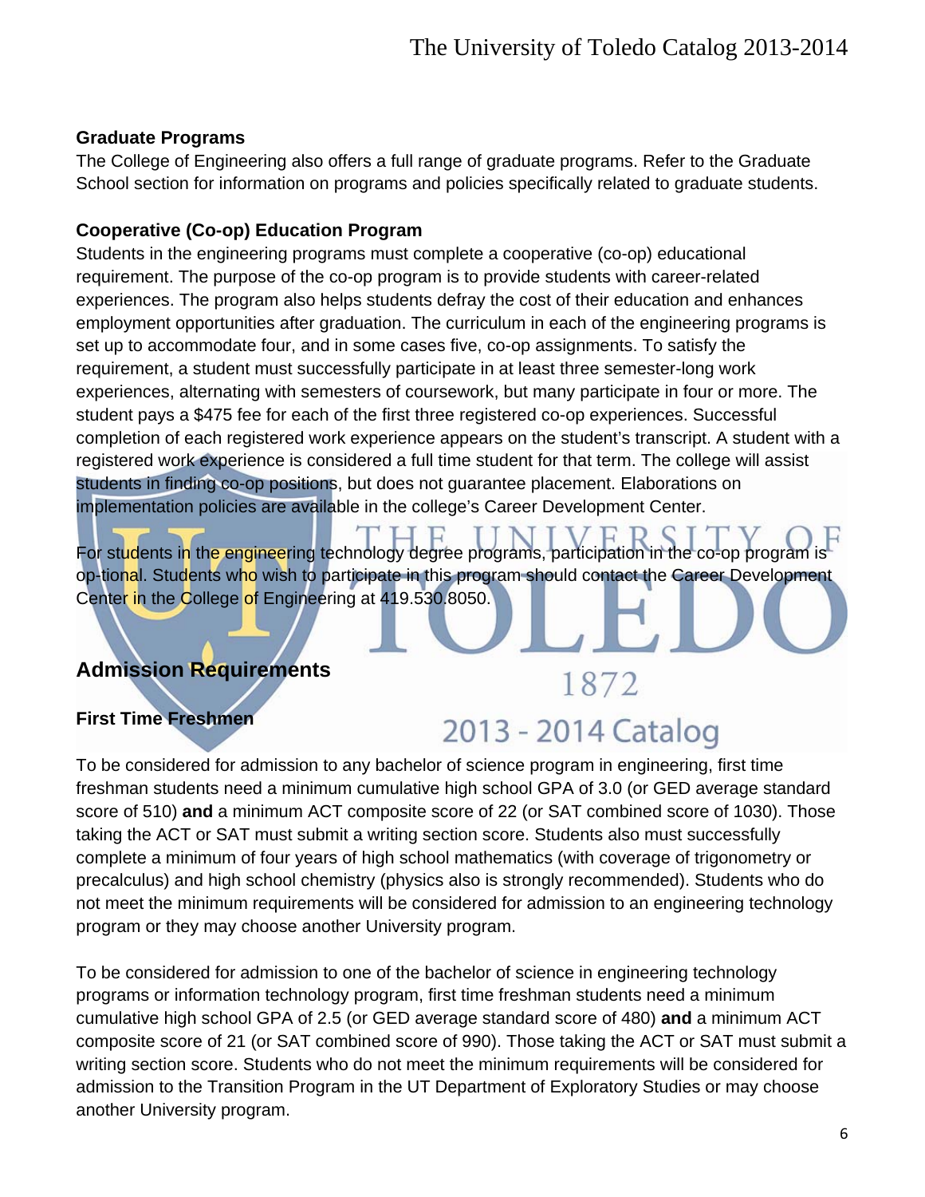### Graduate Programs

The College of Engineering also offers a full range of graduate programs. Refer to the Graduate School section for information on programs and policies specifically related to graduate students.

### Cooperative (Co-op) Education Program

Students in the engineering programs must complete a cooperative (co-op) educational requirement. The purpose of the co-op program is to provide students with career-related experiences. The program also helps students defray the cost of their education and enhances employment opportunities after graduation. The curriculum in each of the engineering programs is set up to accommodate four, and in some cases five, co-op assignments. To satisfy the requirement, a student must successfully participate in at least three semester-long work experiences, alternating with semesters of coursework, but many participate in four or more. The student pays a $475 fee for each of the first three registered co-op experiences. Successful completion of each registered work experience appears on the student's transcript. A student with a registered work experience is considered a full time student for that term. The college will assist students in finding co-op positions, but does not guarantee placement. Elaborations on implementation policies are available in the college's Career Development Center.

For students in the engineering technology degree programs, participation in the co-op program is op-tional. Students who wish to participate in this program should contact the Career Development Center in the College of Engineering at 419.530.8050.

## Admission Requirements

### First Time Freshmen

To be considered for admission to any bachelor of science program in engineering, first time freshman students need a minimum cumulative high school GPA of 3.0 (or GED average standard score of 510) **and** a minimum ACT composite score of 22 (or SAT combined score of 1030). Those taking the ACT or SAT must submit a writing section score. Students also must successfully complete a minimum of four years of high school mathematics (with coverage of trigonometry or precalculus) and high school chemistry (physics also is strongly recommended). Students who do not meet the minimum requirements will be considered for admission to an engineering technology program or they may choose another University program.

To be considered for admission to one of the bachelor of science in engineering technology programs or information technology program, first time freshman students need a minimum cumulative high school GPA of 2.5 (or GED average standard score of 480) **and** a minimum ACT composite score of 21 (or SAT combined score of 990). Those taking the ACT or SAT must submit a writing section score. Students who do not meet the minimum requirements will be considered for admission to the Transition Program in the UT Department of Exploratory Studies or may choose another University program.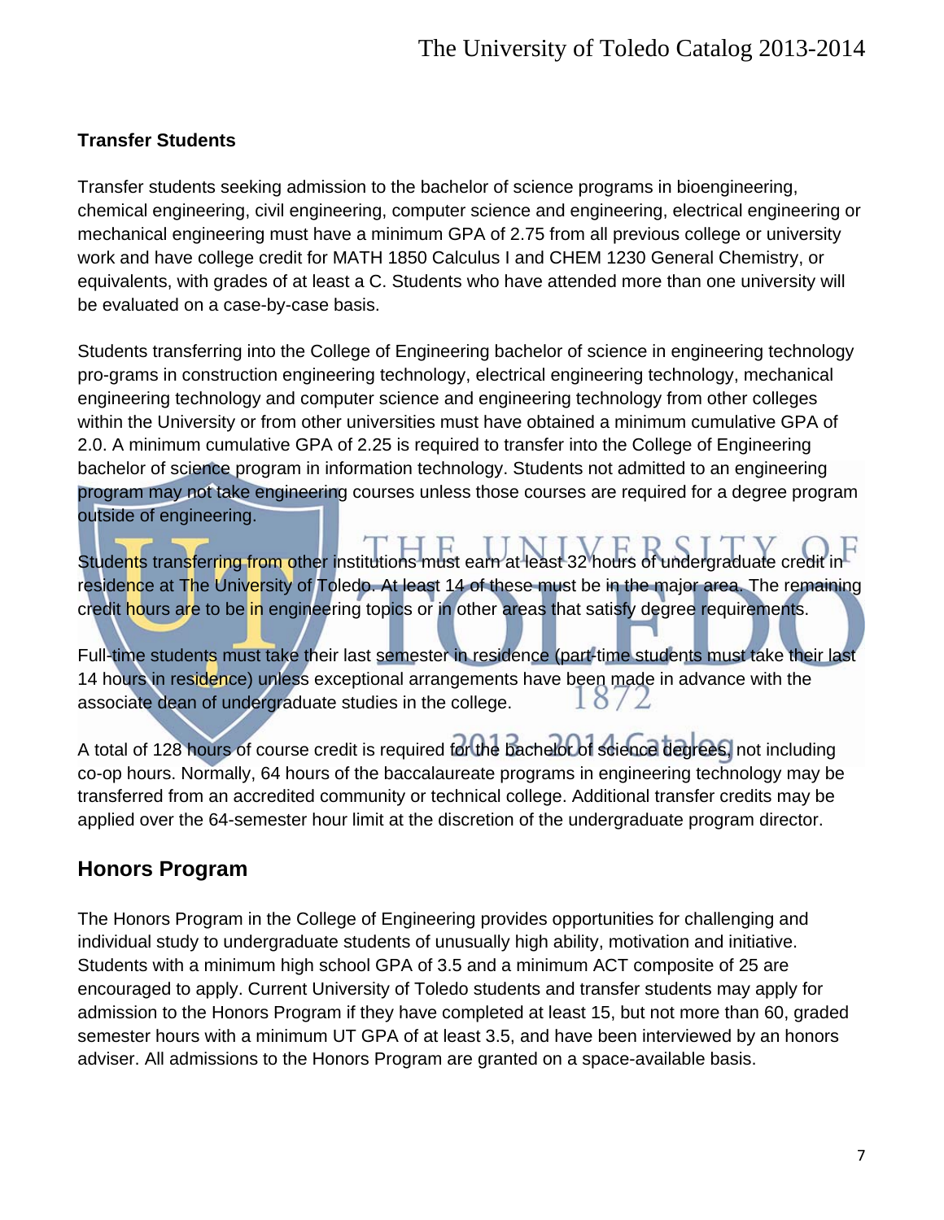### Transfer Students

Transfer students seeking admission to the bachelor of science programs in bioengineering, chemical engineering, civil engineering, computer science and engineering, electrical engineering or mechanical engineering must have a minimum GPA of 2.75 from all previous college or university work and have college credit for MATH 1850 Calculus I and CHEM 1230 General Chemistry, or equivalents, with grades of at least a C. Students who have attended more than one university will be evaluated on a case-by-case basis.

Students transferring into the College of Engineering bachelor of science in engineering technology pro-grams in construction engineering technology, electrical engineering technology, mechanical engineering technology and computer science and engineering technology from other colleges within the University or from other universities must have obtained a minimum cumulative GPA of 2.0. A minimum cumulative GPA of 2.25 is required to transfer into the College of Engineering bachelor of science program in information technology. Students not admitted to an engineering program may not take engineering courses unless those courses are required for a degree program outside of engineering.

Students transferring from other institutions must earn at least 32 hours of undergraduate credit in residence at The University of Toledo. At least 14 of these must be in the major area. The remaining credit hours are to be in engineering topics or in other areas that satisfy degree requirements.

Full-time students must take their last semester in residence (part-time students must take their last 14 hours in residence) unless exceptional arrangements have been made in advance with the associate dean of undergraduate studies in the college.

A total of 128 hours of course credit is required for the bachelor of science degrees, not including co-op hours. Normally, 64 hours of the baccalaureate programs in engineering technology may be transferred from an accredited community or technical college. Additional transfer credits may be applied over the 64-semester hour limit at the discretion of the undergraduate program director.

## Honors Program

The Honors Program in the College of Engineering provides opportunities for challenging and individual study to undergraduate students of unusually high ability, motivation and initiative. Students with a minimum high school GPA of 3.5 and a minimum ACT composite of 25 are encouraged to apply. Current University of Toledo students and transfer students may apply for admission to the Honors Program if they have completed at least 15, but not more than 60, graded semester hours with a minimum UT GPA of at least 3.5, and have been interviewed by an honors adviser. All admissions to the Honors Program are granted on a space-available basis.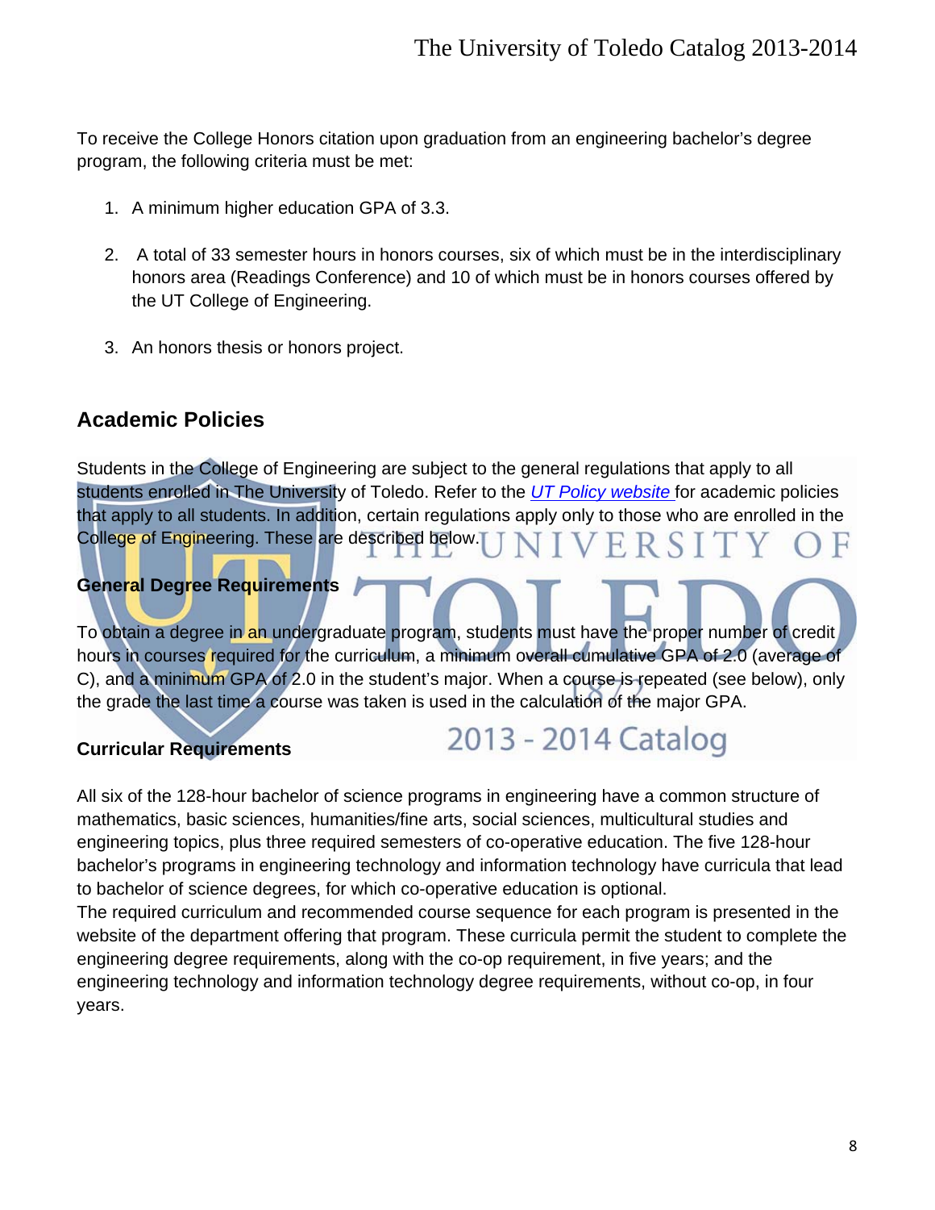To receive the College Honors citation upon graduation from an engineering bachelor's degree program, the following criteria must be met:

1. A minimum higher education GPA of 3.3.
2. A total of 33 semester hours in honors courses, six of which must be in the interdisciplinary honors area (Readings Conference) and 10 of which must be in honors courses offered by the UT College of Engineering.
3. An honors thesis or honors project.

## Academic Policies

Students in the College of Engineering are subject to the general regulations that apply to all students enrolled in The University of Toledo. Refer to the *UT Policy website* for academic policies that apply to all students. In addition, certain regulations apply only to those who are enrolled in the College of Engineering. These are described below.

### General Degree Requirements

To obtain a degree in an undergraduate program, students must have the proper number of credit hours in courses required for the curriculum, a minimum overall cumulative GPA of 2.0 (average of C), and a minimum GPA of 2.0 in the student's major. When a course is repeated (see below), only the grade the last time a course was taken is used in the calculation of the major GPA.

### Curricular Requirements

All six of the 128-hour bachelor of science programs in engineering have a common structure of mathematics, basic sciences, humanities/fine arts, social sciences, multicultural studies and engineering topics, plus three required semesters of co-operative education. The five 128-hour bachelor's programs in engineering technology and information technology have curricula that lead to bachelor of science degrees, for which co-operative education is optional.

The required curriculum and recommended course sequence for each program is presented in the website of the department offering that program. These curricula permit the student to complete the engineering degree requirements, along with the co-op requirement, in five years; and the engineering technology and information technology degree requirements, without co-op, in four years.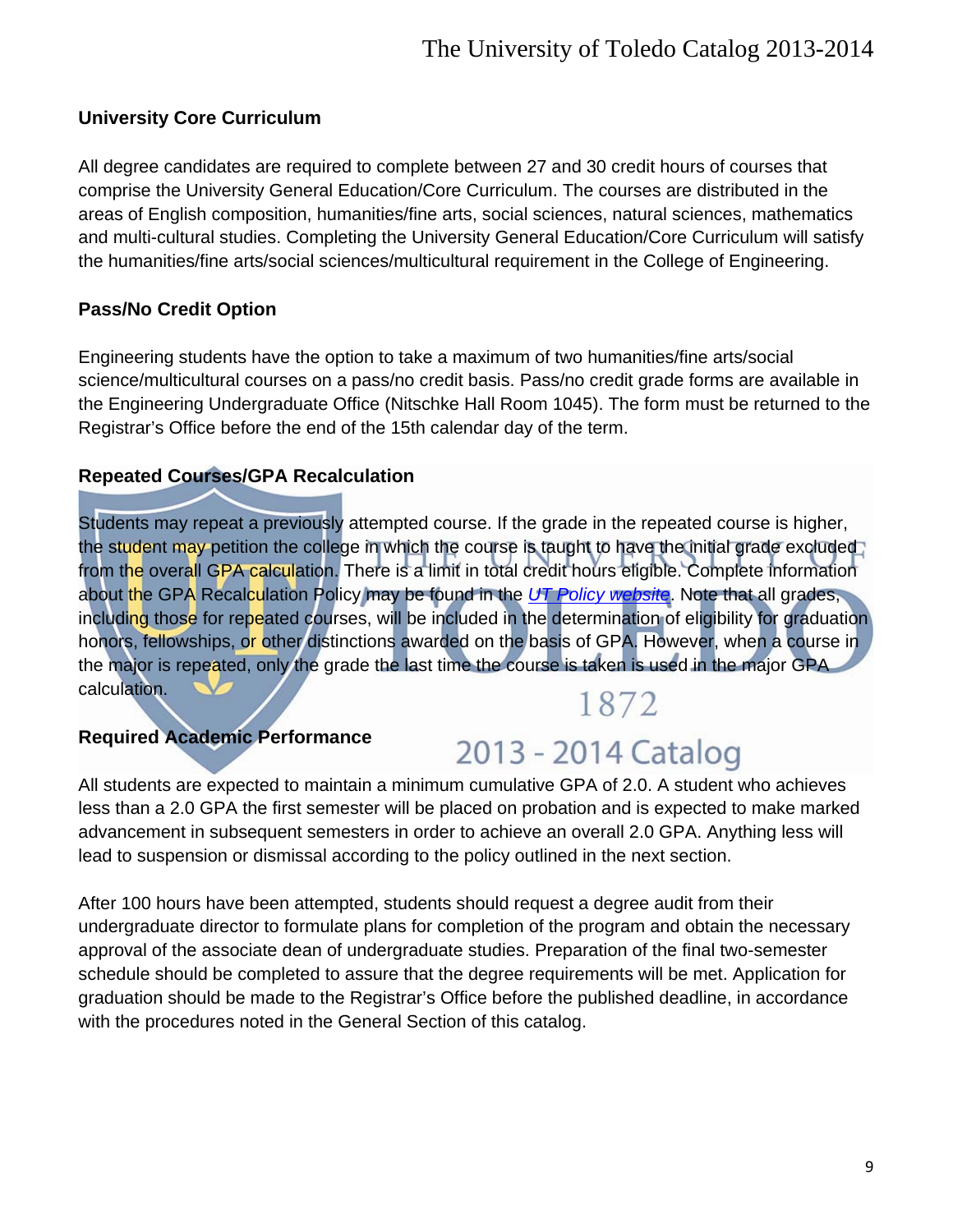## University Core Curriculum

All degree candidates are required to complete between 27 and 30 credit hours of courses that comprise the University General Education/Core Curriculum. The courses are distributed in the areas of English composition, humanities/fine arts, social sciences, natural sciences, mathematics and multi-cultural studies. Completing the University General Education/Core Curriculum will satisfy the humanities/fine arts/social sciences/multicultural requirement in the College of Engineering.

## Pass/No Credit Option

Engineering students have the option to take a maximum of two humanities/fine arts/social science/multicultural courses on a pass/no credit basis. Pass/no credit grade forms are available in the Engineering Undergraduate Office (Nitschke Hall Room 1045). The form must be returned to the Registrar's Office before the end of the 15th calendar day of the term.

## Repeated Courses/GPA Recalculation

Students may repeat a previously attempted course. If the grade in the repeated course is higher, the student may petition the college in which the course is taught to have the initial grade excluded from the overall GPA calculation. There is a limit in total credit hours eligible. Complete information about the GPA Recalculation Policy may be found in the *UT Policy website*. Note that all grades, including those for repeated courses, will be included in the determination of eligibility for graduation honors, fellowships, or other distinctions awarded on the basis of GPA. However, when a course in the major is repeated, only the grade the last time the course is taken is used in the major GPA calculation.

## Required Academic Performance

All students are expected to maintain a minimum cumulative GPA of 2.0. A student who achieves less than a 2.0 GPA the first semester will be placed on probation and is expected to make marked advancement in subsequent semesters in order to achieve an overall 2.0 GPA. Anything less will lead to suspension or dismissal according to the policy outlined in the next section.

After 100 hours have been attempted, students should request a degree audit from their undergraduate director to formulate plans for completion of the program and obtain the necessary approval of the associate dean of undergraduate studies. Preparation of the final two-semester schedule should be completed to assure that the degree requirements will be met. Application for graduation should be made to the Registrar's Office before the published deadline, in accordance with the procedures noted in the General Section of this catalog.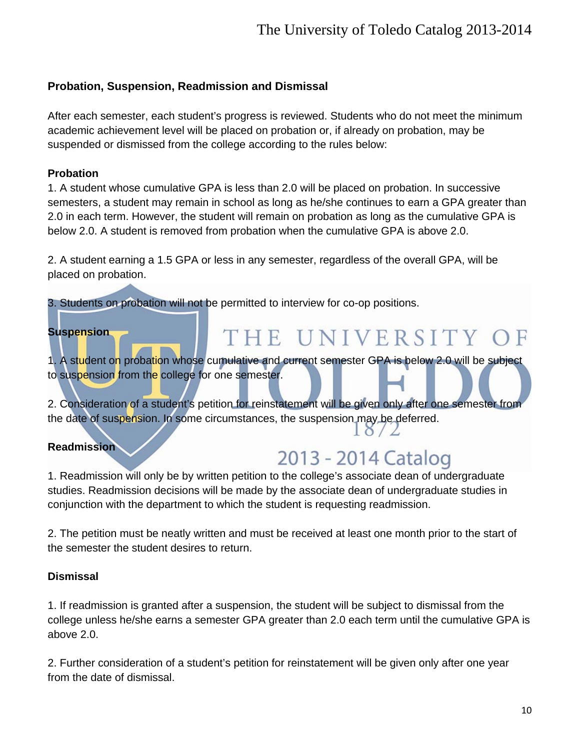### Probation, Suspension, Readmission and Dismissal

After each semester, each student's progress is reviewed. Students who do not meet the minimum academic achievement level will be placed on probation or, if already on probation, may be suspended or dismissed from the college according to the rules below:

#### Probation

1. A student whose cumulative GPA is less than 2.0 will be placed on probation. In successive semesters, a student may remain in school as long as he/she continues to earn a GPA greater than 2.0 in each term. However, the student will remain on probation as long as the cumulative GPA is below 2.0. A student is removed from probation when the cumulative GPA is above 2.0.

2. A student earning a 1.5 GPA or less in any semester, regardless of the overall GPA, will be placed on probation.

3. Students on probation will not be permitted to interview for co-op positions.

#### Suspension

1. A student on probation whose cumulative and current semester GPA is below 2.0 will be subject to suspension from the college for one semester.

2. Consideration of a student's petition for reinstatement will be given only after one semester from the date of suspension. In some circumstances, the suspension may be deferred.

#### Readmission

1. Readmission will only be by written petition to the college's associate dean of undergraduate studies. Readmission decisions will be made by the associate dean of undergraduate studies in conjunction with the department to which the student is requesting readmission.

2. The petition must be neatly written and must be received at least one month prior to the start of the semester the student desires to return.

#### Dismissal

1. If readmission is granted after a suspension, the student will be subject to dismissal from the college unless he/she earns a semester GPA greater than 2.0 each term until the cumulative GPA is above 2.0.

2. Further consideration of a student's petition for reinstatement will be given only after one year from the date of dismissal.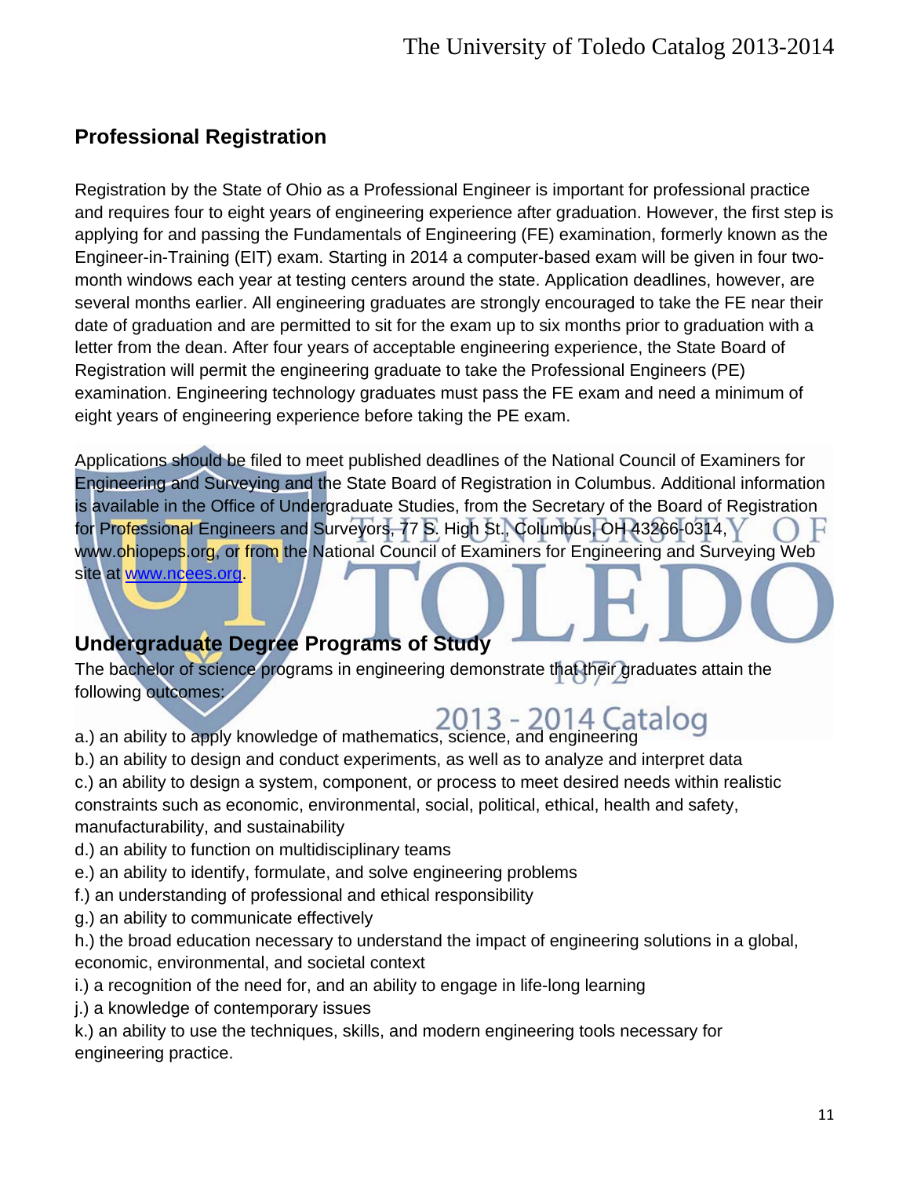## Professional Registration

Registration by the State of Ohio as a Professional Engineer is important for professional practice and requires four to eight years of engineering experience after graduation. However, the first step is applying for and passing the Fundamentals of Engineering (FE) examination, formerly known as the Engineer-in-Training (EIT) exam. Starting in 2014 a computer-based exam will be given in four two-month windows each year at testing centers around the state. Application deadlines, however, are several months earlier. All engineering graduates are strongly encouraged to take the FE near their date of graduation and are permitted to sit for the exam up to six months prior to graduation with a letter from the dean. After four years of acceptable engineering experience, the State Board of Registration will permit the engineering graduate to take the Professional Engineers (PE) examination. Engineering technology graduates must pass the FE exam and need a minimum of eight years of engineering experience before taking the PE exam.

Applications should be filed to meet published deadlines of the National Council of Examiners for Engineering and Surveying and the State Board of Registration in Columbus. Additional information is available in the Office of Undergraduate Studies, from the Secretary of the Board of Registration for Professional Engineers and Surveyors, 77 S. High St., Columbus, OH 43266-0314, www.ohiopeps.org, or from the National Council of Examiners for Engineering and Surveying Web site at [www.ncees.org](http://www.ncees.org).

## Undergraduate Degree Programs of Study

The bachelor of science programs in engineering demonstrate that their graduates attain the following outcomes:

a.) an ability to apply knowledge of mathematics, science, and engineering
b.) an ability to design and conduct experiments, as well as to analyze and interpret data
c.) an ability to design a system, component, or process to meet desired needs within realistic constraints such as economic, environmental, social, political, ethical, health and safety, manufacturability, and sustainability
d.) an ability to function on multidisciplinary teams
e.) an ability to identify, formulate, and solve engineering problems
f.) an understanding of professional and ethical responsibility
g.) an ability to communicate effectively
h.) the broad education necessary to understand the impact of engineering solutions in a global, economic, environmental, and societal context
i.) a recognition of the need for, and an ability to engage in life-long learning
j.) a knowledge of contemporary issues
k.) an ability to use the techniques, skills, and modern engineering tools necessary for engineering practice.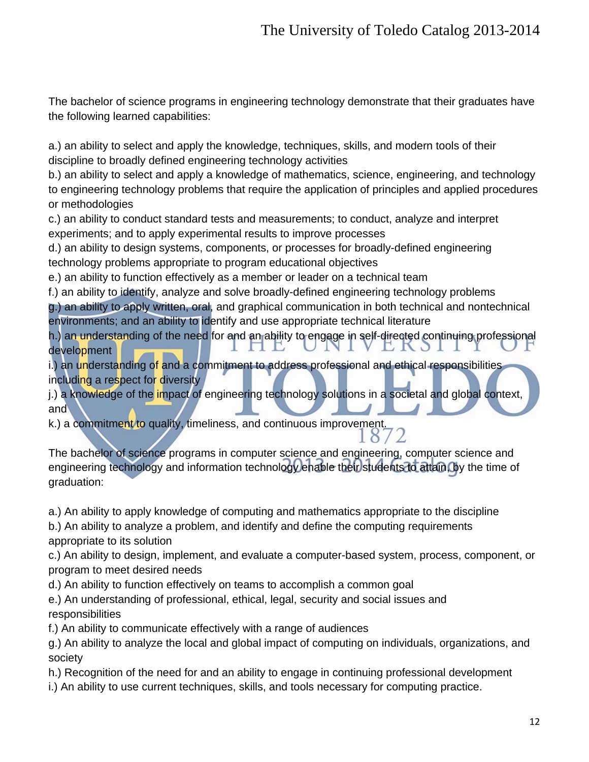The bachelor of science programs in engineering technology demonstrate that their graduates have the following learned capabilities:

a.) an ability to select and apply the knowledge, techniques, skills, and modern tools of their discipline to broadly defined engineering technology activities
b.) an ability to select and apply a knowledge of mathematics, science, engineering, and technology to engineering technology problems that require the application of principles and applied procedures or methodologies
c.) an ability to conduct standard tests and measurements; to conduct, analyze and interpret experiments; and to apply experimental results to improve processes
d.) an ability to design systems, components, or processes for broadly-defined engineering technology problems appropriate to program educational objectives
e.) an ability to function effectively as a member or leader on a technical team
f.) an ability to identify, analyze and solve broadly-defined engineering technology problems
g.) an ability to apply written, oral, and graphical communication in both technical and nontechnical environments; and an ability to identify and use appropriate technical literature
h.) an understanding of the need for and an ability to engage in self-directed continuing professional development
i.) an understanding of and a commitment to address professional and ethical responsibilities including a respect for diversity
j.) a knowledge of the impact of engineering technology solutions in a societal and global context, and
k.) a commitment to quality, timeliness, and continuous improvement.

The bachelor of science programs in computer science and engineering, computer science and engineering technology and information technology enable their students to attain, by the time of graduation:

a.) An ability to apply knowledge of computing and mathematics appropriate to the discipline
b.) An ability to analyze a problem, and identify and define the computing requirements appropriate to its solution
c.) An ability to design, implement, and evaluate a computer-based system, process, component, or program to meet desired needs
d.) An ability to function effectively on teams to accomplish a common goal
e.) An understanding of professional, ethical, legal, security and social issues and responsibilities
f.) An ability to communicate effectively with a range of audiences
g.) An ability to analyze the local and global impact of computing on individuals, organizations, and society
h.) Recognition of the need for and an ability to engage in continuing professional development
i.) An ability to use current techniques, skills, and tools necessary for computing practice.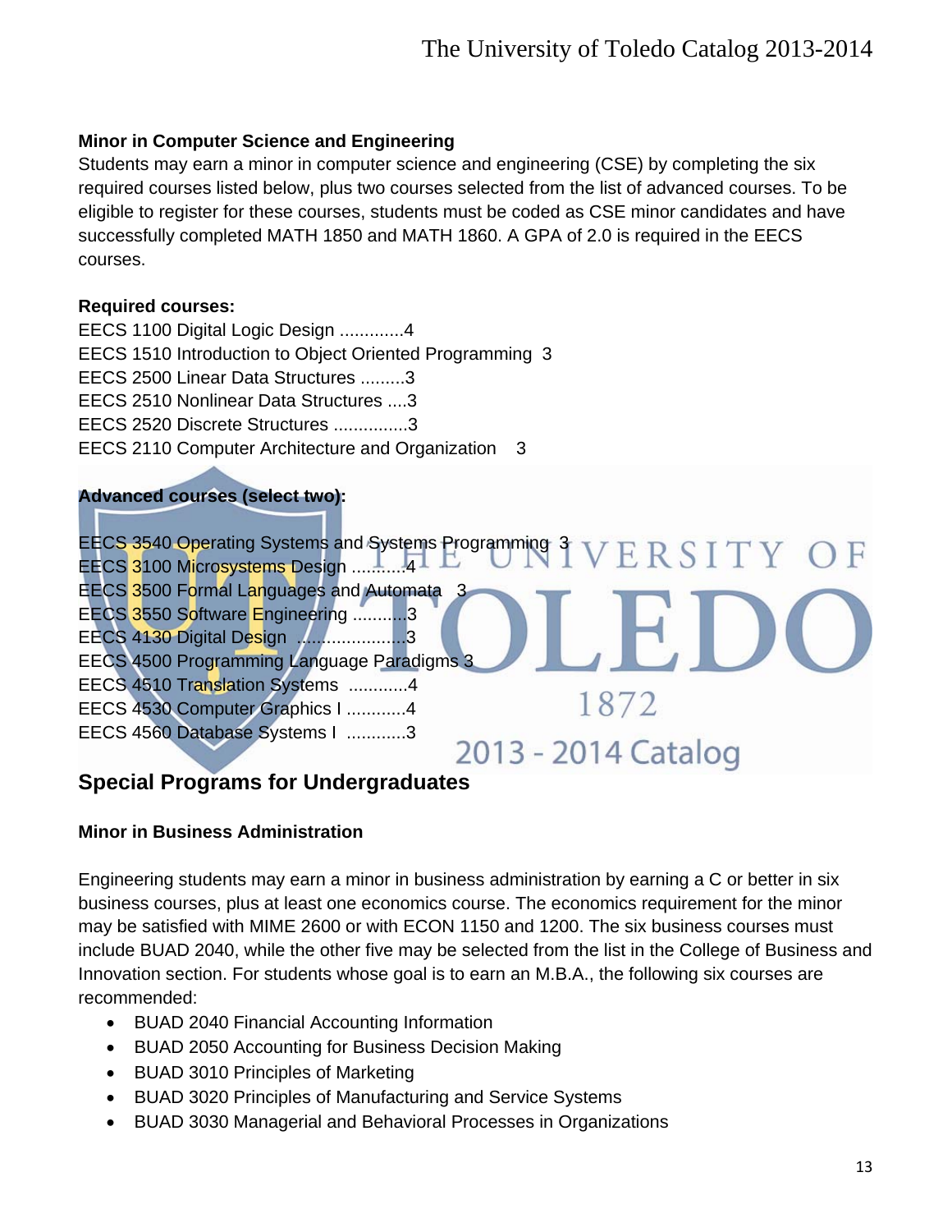### Minor in Computer Science and Engineering

Students may earn a minor in computer science and engineering (CSE) by completing the six required courses listed below, plus two courses selected from the list of advanced courses. To be eligible to register for these courses, students must be coded as CSE minor candidates and have successfully completed MATH 1850 and MATH 1860. A GPA of 2.0 is required in the EECS courses.

**Required courses:**

EECS 1100 Digital Logic Design .............4
EECS 1510 Introduction to Object Oriented Programming 3
EECS 2500 Linear Data Structures .........3
EECS 2510 Nonlinear Data Structures ....3
EECS 2520 Discrete Structures ...............3
EECS 2110 Computer Architecture and Organization 3

**Advanced courses (select two):**

EECS 3540 Operating Systems and Systems Programming 3
EECS 3100 Microsystems Design ...........4
EECS 3500 Formal Languages and Automata 3
EECS 3550 Software Engineering ...........3
EECS 4130 Digital Design .....................3
EECS 4500 Programming Language Paradigms 3
EECS 4510 Translation Systems ............4
EECS 4530 Computer Graphics I ............4
EECS 4560 Database Systems I ............3

## Special Programs for Undergraduates

### Minor in Business Administration

Engineering students may earn a minor in business administration by earning a C or better in six business courses, plus at least one economics course. The economics requirement for the minor may be satisfied with MIME 2600 or with ECON 1150 and 1200. The six business courses must include BUAD 2040, while the other five may be selected from the list in the College of Business and Innovation section. For students whose goal is to earn an M.B.A., the following six courses are recommended:

- BUAD 2040 Financial Accounting Information
- BUAD 2050 Accounting for Business Decision Making
- BUAD 3010 Principles of Marketing
- BUAD 3020 Principles of Manufacturing and Service Systems
- BUAD 3030 Managerial and Behavioral Processes in Organizations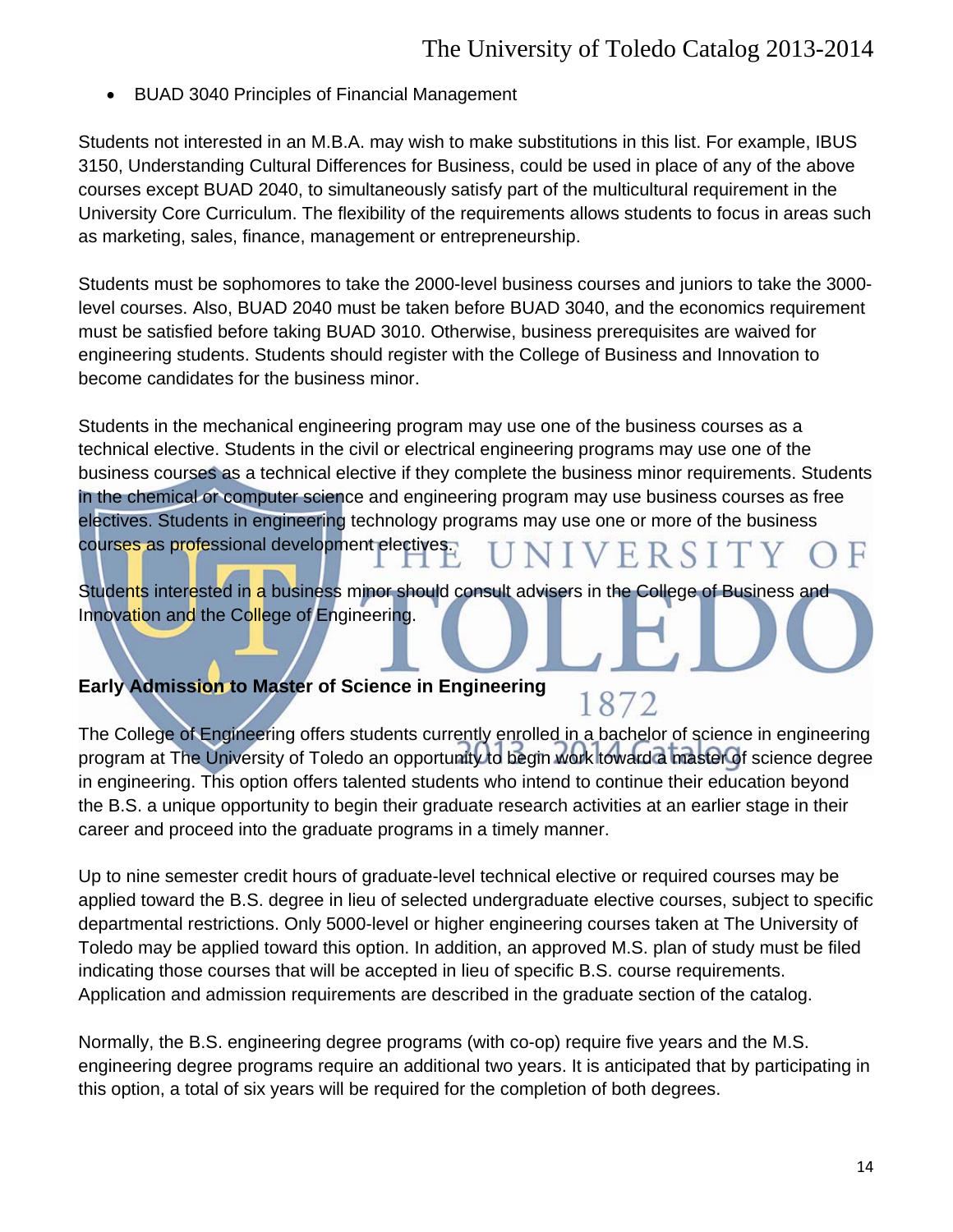- BUAD 3040 Principles of Financial Management

Students not interested in an M.B.A. may wish to make substitutions in this list. For example, IBUS 3150, Understanding Cultural Differences for Business, could be used in place of any of the above courses except BUAD 2040, to simultaneously satisfy part of the multicultural requirement in the University Core Curriculum. The flexibility of the requirements allows students to focus in areas such as marketing, sales, finance, management or entrepreneurship.

Students must be sophomores to take the 2000-level business courses and juniors to take the 3000-level courses. Also, BUAD 2040 must be taken before BUAD 3040, and the economics requirement must be satisfied before taking BUAD 3010. Otherwise, business prerequisites are waived for engineering students. Students should register with the College of Business and Innovation to become candidates for the business minor.

Students in the mechanical engineering program may use one of the business courses as a technical elective. Students in the civil or electrical engineering programs may use one of the business courses as a technical elective if they complete the business minor requirements. Students in the chemical or computer science and engineering program may use business courses as free electives. Students in engineering technology programs may use one or more of the business courses as professional development electives.

Students interested in a business minor should consult advisers in the College of Business and Innovation and the College of Engineering.

**Early Admission to Master of Science in Engineering**

The College of Engineering offers students currently enrolled in a bachelor of science in engineering program at The University of Toledo an opportunity to begin work toward a master of science degree in engineering. This option offers talented students who intend to continue their education beyond the B.S. a unique opportunity to begin their graduate research activities at an earlier stage in their career and proceed into the graduate programs in a timely manner.

Up to nine semester credit hours of graduate-level technical elective or required courses may be applied toward the B.S. degree in lieu of selected undergraduate elective courses, subject to specific departmental restrictions. Only 5000-level or higher engineering courses taken at The University of Toledo may be applied toward this option. In addition, an approved M.S. plan of study must be filed indicating those courses that will be accepted in lieu of specific B.S. course requirements. Application and admission requirements are described in the graduate section of the catalog.

Normally, the B.S. engineering degree programs (with co-op) require five years and the M.S. engineering degree programs require an additional two years. It is anticipated that by participating in this option, a total of six years will be required for the completion of both degrees.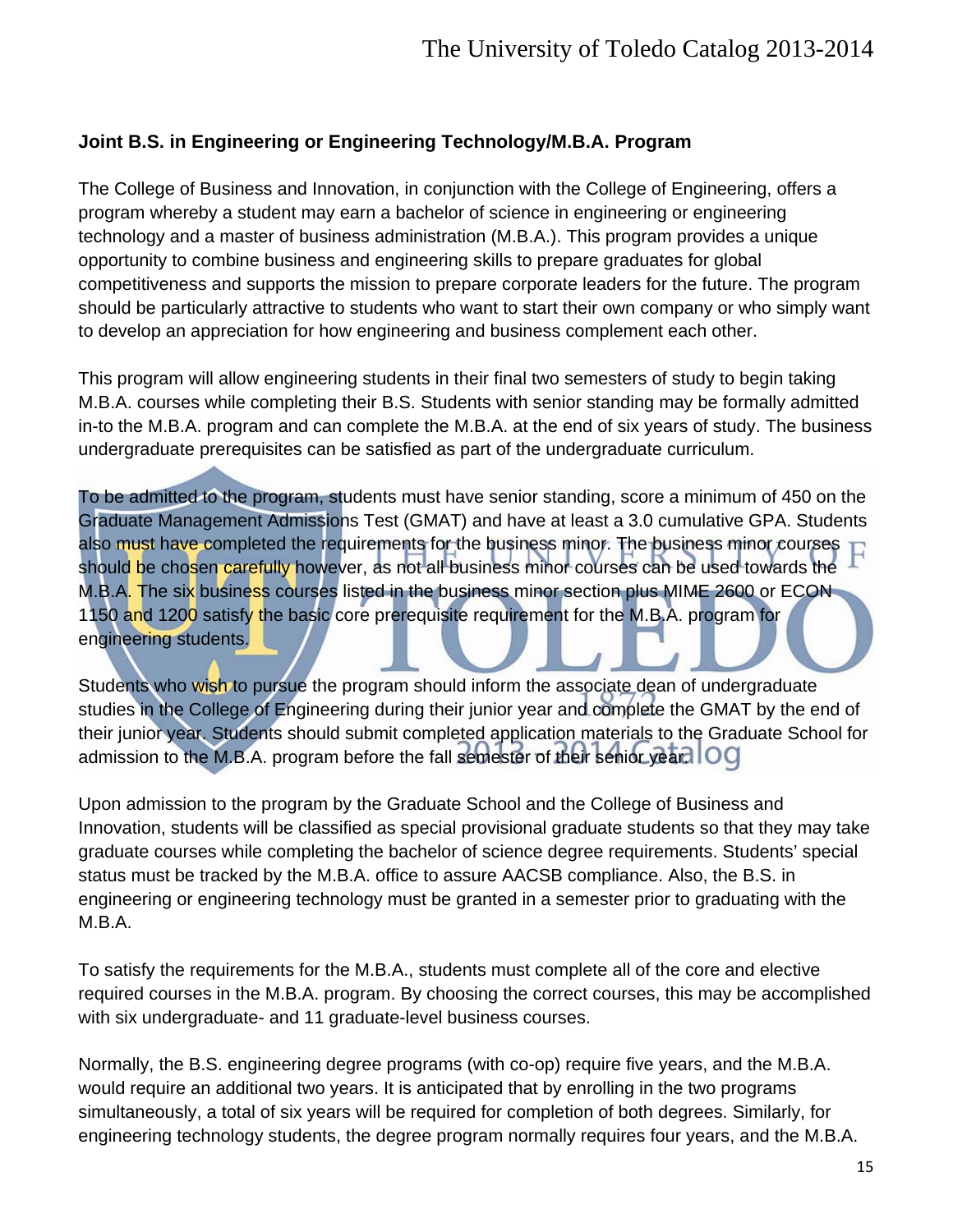### Joint B.S. in Engineering or Engineering Technology/M.B.A. Program

The College of Business and Innovation, in conjunction with the College of Engineering, offers a program whereby a student may earn a bachelor of science in engineering or engineering technology and a master of business administration (M.B.A.). This program provides a unique opportunity to combine business and engineering skills to prepare graduates for global competitiveness and supports the mission to prepare corporate leaders for the future. The program should be particularly attractive to students who want to start their own company or who simply want to develop an appreciation for how engineering and business complement each other.

This program will allow engineering students in their final two semesters of study to begin taking M.B.A. courses while completing their B.S. Students with senior standing may be formally admitted in-to the M.B.A. program and can complete the M.B.A. at the end of six years of study. The business undergraduate prerequisites can be satisfied as part of the undergraduate curriculum.

To be admitted to the program, students must have senior standing, score a minimum of 450 on the Graduate Management Admissions Test (GMAT) and have at least a 3.0 cumulative GPA. Students also must have completed the requirements for the business minor. The business minor courses should be chosen carefully however, as not all business minor courses can be used towards the M.B.A. The six business courses listed in the business minor section plus MIME 2600 or ECON 1150 and 1200 satisfy the basic core prerequisite requirement for the M.B.A. program for engineering students.

Students who wish to pursue the program should inform the associate dean of undergraduate studies in the College of Engineering during their junior year and complete the GMAT by the end of their junior year. Students should submit completed application materials to the Graduate School for admission to the M.B.A. program before the fall semester of their senior year.

Upon admission to the program by the Graduate School and the College of Business and Innovation, students will be classified as special provisional graduate students so that they may take graduate courses while completing the bachelor of science degree requirements. Students' special status must be tracked by the M.B.A. office to assure AACSB compliance. Also, the B.S. in engineering or engineering technology must be granted in a semester prior to graduating with the M.B.A.

To satisfy the requirements for the M.B.A., students must complete all of the core and elective required courses in the M.B.A. program. By choosing the correct courses, this may be accomplished with six undergraduate- and 11 graduate-level business courses.

Normally, the B.S. engineering degree programs (with co-op) require five years, and the M.B.A. would require an additional two years. It is anticipated that by enrolling in the two programs simultaneously, a total of six years will be required for completion of both degrees. Similarly, for engineering technology students, the degree program normally requires four years, and the M.B.A.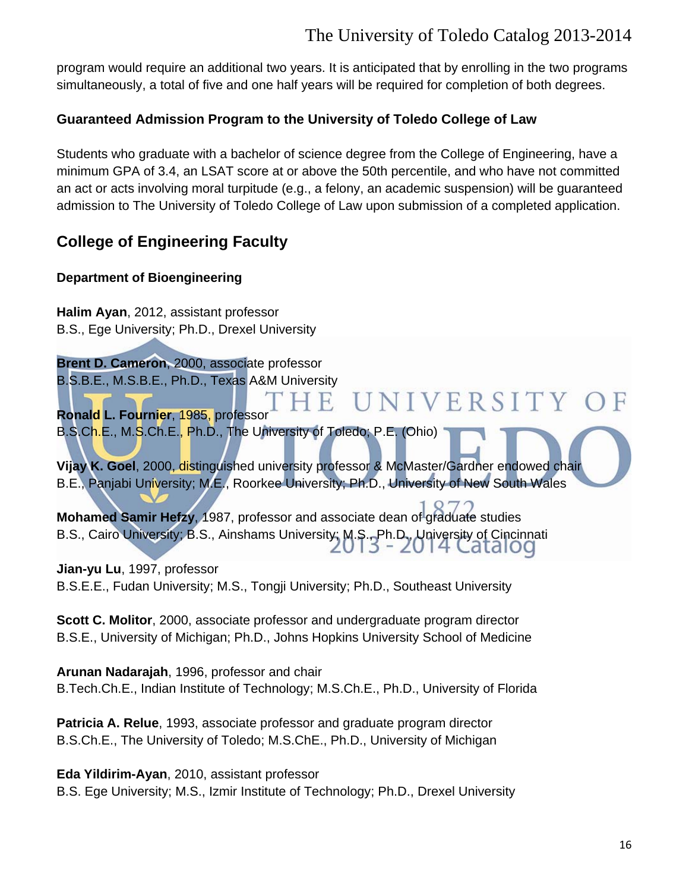program would require an additional two years. It is anticipated that by enrolling in the two programs simultaneously, a total of five and one half years will be required for completion of both degrees.

### Guaranteed Admission Program to the University of Toledo College of Law

Students who graduate with a bachelor of science degree from the College of Engineering, have a minimum GPA of 3.4, an LSAT score at or above the 50th percentile, and who have not committed an act or acts involving moral turpitude (e.g., a felony, an academic suspension) will be guaranteed admission to The University of Toledo College of Law upon submission of a completed application.

## College of Engineering Faculty

### Department of Bioengineering

**Halim Ayan**, 2012, assistant professor
B.S., Ege University; Ph.D., Drexel University

**Brent D. Cameron**, 2000, associate professor
B.S.B.E., M.S.B.E., Ph.D., Texas A&M University

**Ronald L. Fournier**, 1985, professor
B.S.Ch.E., M.S.Ch.E., Ph.D., The University of Toledo; P.E. (Ohio)

**Vijay K. Goel**, 2000, distinguished university professor & McMaster/Gardner endowed chair
B.E., Panjabi University; M.E., Roorkee University; Ph.D., University of New South Wales

**Mohamed Samir Hefzy**, 1987, professor and associate dean of graduate studies
B.S., Cairo University; B.S., Ainshams University; M.S., Ph.D., University of Cincinnati

**Jian-yu Lu**, 1997, professor
B.S.E.E., Fudan University; M.S., Tongji University; Ph.D., Southeast University

**Scott C. Molitor**, 2000, associate professor and undergraduate program director
B.S.E., University of Michigan; Ph.D., Johns Hopkins University School of Medicine

**Arunan Nadarajah**, 1996, professor and chair
B.Tech.Ch.E., Indian Institute of Technology; M.S.Ch.E., Ph.D., University of Florida

**Patricia A. Relue**, 1993, associate professor and graduate program director
B.S.Ch.E., The University of Toledo; M.S.ChE., Ph.D., University of Michigan

**Eda Yildirim-Ayan**, 2010, assistant professor
B.S. Ege University; M.S., Izmir Institute of Technology; Ph.D., Drexel University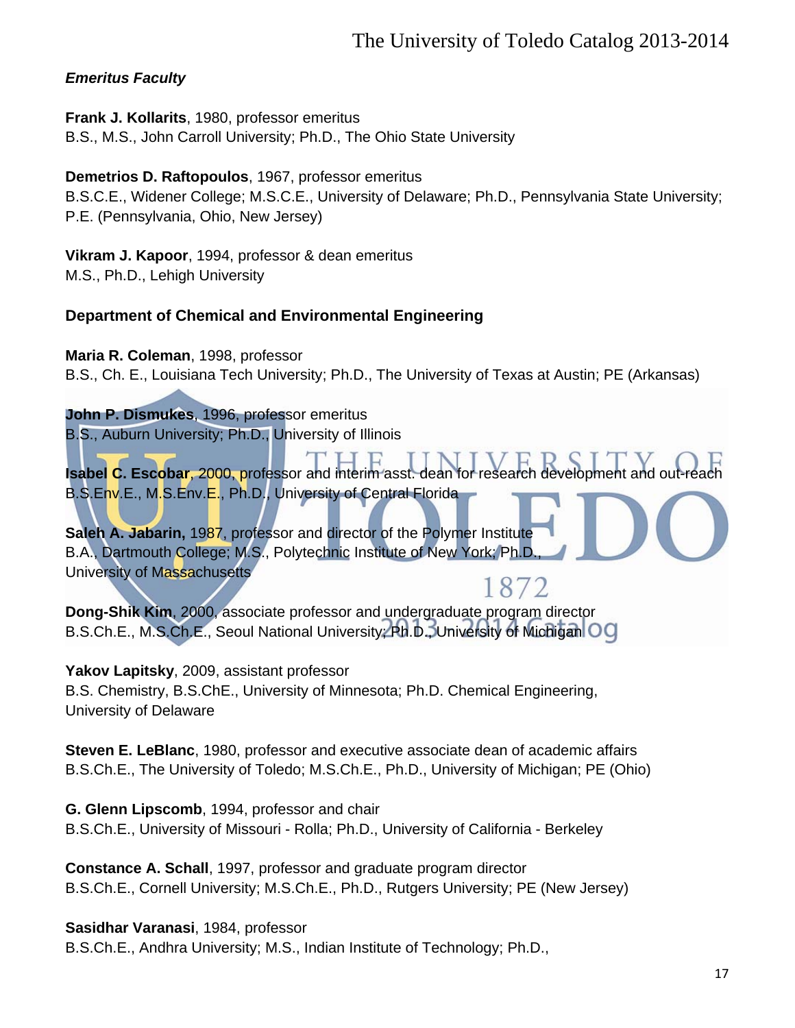***Emeritus Faculty***

**Frank J. Kollarits**, 1980, professor emeritus
B.S., M.S., John Carroll University; Ph.D., The Ohio State University

**Demetrios D. Raftopoulos**, 1967, professor emeritus
B.S.C.E., Widener College; M.S.C.E., University of Delaware; Ph.D., Pennsylvania State University; P.E. (Pennsylvania, Ohio, New Jersey)

**Vikram J. Kapoor**, 1994, professor & dean emeritus
M.S., Ph.D., Lehigh University

**Department of Chemical and Environmental Engineering**

**Maria R. Coleman**, 1998, professor
B.S., Ch. E., Louisiana Tech University; Ph.D., The University of Texas at Austin; PE (Arkansas)

**John P. Dismukes**, 1996, professor emeritus
B.S., Auburn University; Ph.D., University of Illinois

**Isabel C. Escobar**, 2000, professor and interim asst. dean for research development and out-reach
B.S.Env.E., M.S.Env.E., Ph.D., University of Central Florida

**Saleh A. Jabarin,** 1987, professor and director of the Polymer Institute
B.A., Dartmouth College; M.S., Polytechnic Institute of New York; Ph.D., University of Massachusetts

**Dong-Shik Kim**, 2000, associate professor and undergraduate program director
B.S.Ch.E., M.S.Ch.E., Seoul National University; Ph.D., University of Michigan

**Yakov Lapitsky**, 2009, assistant professor
B.S. Chemistry, B.S.ChE., University of Minnesota; Ph.D. Chemical Engineering, University of Delaware

**Steven E. LeBlanc**, 1980, professor and executive associate dean of academic affairs
B.S.Ch.E., The University of Toledo; M.S.Ch.E., Ph.D., University of Michigan; PE (Ohio)

**G. Glenn Lipscomb**, 1994, professor and chair
B.S.Ch.E., University of Missouri - Rolla; Ph.D., University of California - Berkeley

**Constance A. Schall**, 1997, professor and graduate program director
B.S.Ch.E., Cornell University; M.S.Ch.E., Ph.D., Rutgers University; PE (New Jersey)

**Sasidhar Varanasi**, 1984, professor
B.S.Ch.E., Andhra University; M.S., Indian Institute of Technology; Ph.D.,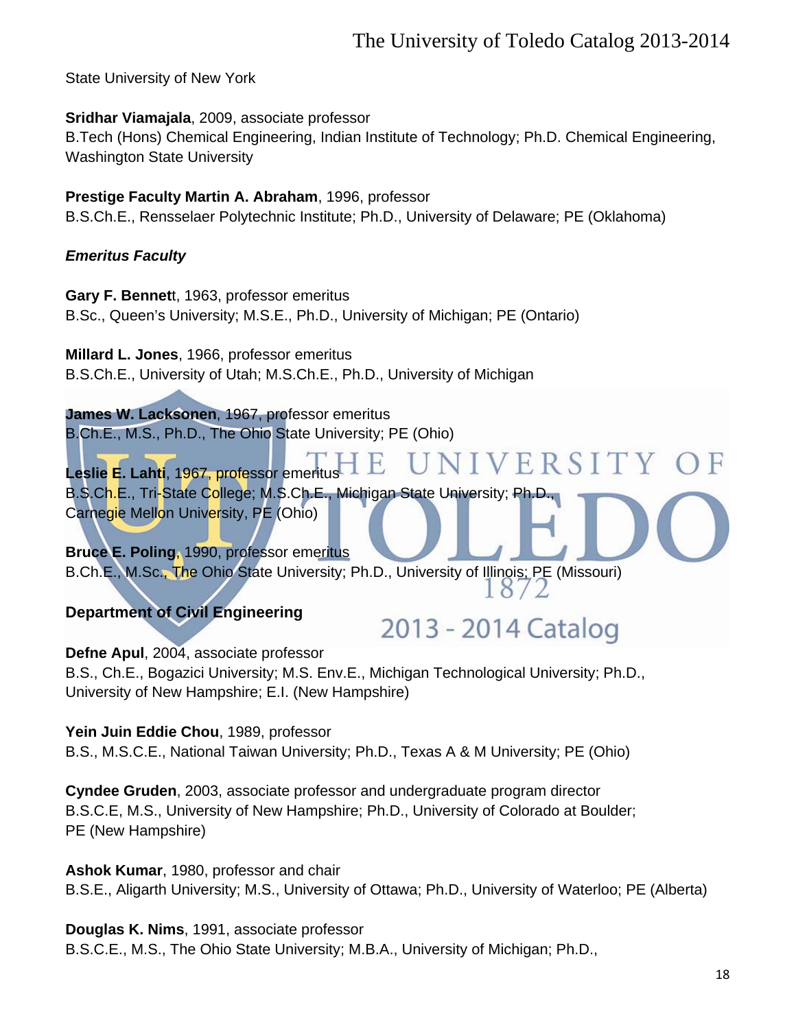State University of New York

**Sridhar Viamajala**, 2009, associate professor
B.Tech (Hons) Chemical Engineering, Indian Institute of Technology; Ph.D. Chemical Engineering, Washington State University

**Prestige Faculty Martin A. Abraham**, 1996, professor
B.S.Ch.E., Rensselaer Polytechnic Institute; Ph.D., University of Delaware; PE (Oklahoma)

***Emeritus Faculty***

**Gary F. Bennet**t, 1963, professor emeritus
B.Sc., Queen's University; M.S.E., Ph.D., University of Michigan; PE (Ontario)

**Millard L. Jones**, 1966, professor emeritus
B.S.Ch.E., University of Utah; M.S.Ch.E., Ph.D., University of Michigan

**James W. Lacksonen**, 1967, professor emeritus
B.Ch.E., M.S., Ph.D., The Ohio State University; PE (Ohio)

**Leslie E. Lahti**, 1967, professor emeritus
B.S.Ch.E., Tri-State College; M.S.Ch.E., Michigan State University; Ph.D., Carnegie Mellon University, PE (Ohio)

**Bruce E. Poling**, 1990, professor emeritus
B.Ch.E., M.Sc., The Ohio State University; Ph.D., University of Illinois; PE (Missouri)

**Department of Civil Engineering**

**Defne Apul**, 2004, associate professor
B.S., Ch.E., Bogazici University; M.S. Env.E., Michigan Technological University; Ph.D., University of New Hampshire; E.I. (New Hampshire)

**Yein Juin Eddie Chou**, 1989, professor
B.S., M.S.C.E., National Taiwan University; Ph.D., Texas A & M University; PE (Ohio)

**Cyndee Gruden**, 2003, associate professor and undergraduate program director
B.S.C.E, M.S., University of New Hampshire; Ph.D., University of Colorado at Boulder; PE (New Hampshire)

**Ashok Kumar**, 1980, professor and chair
B.S.E., Aligarth University; M.S., University of Ottawa; Ph.D., University of Waterloo; PE (Alberta)

**Douglas K. Nims**, 1991, associate professor
B.S.C.E., M.S., The Ohio State University; M.B.A., University of Michigan; Ph.D.,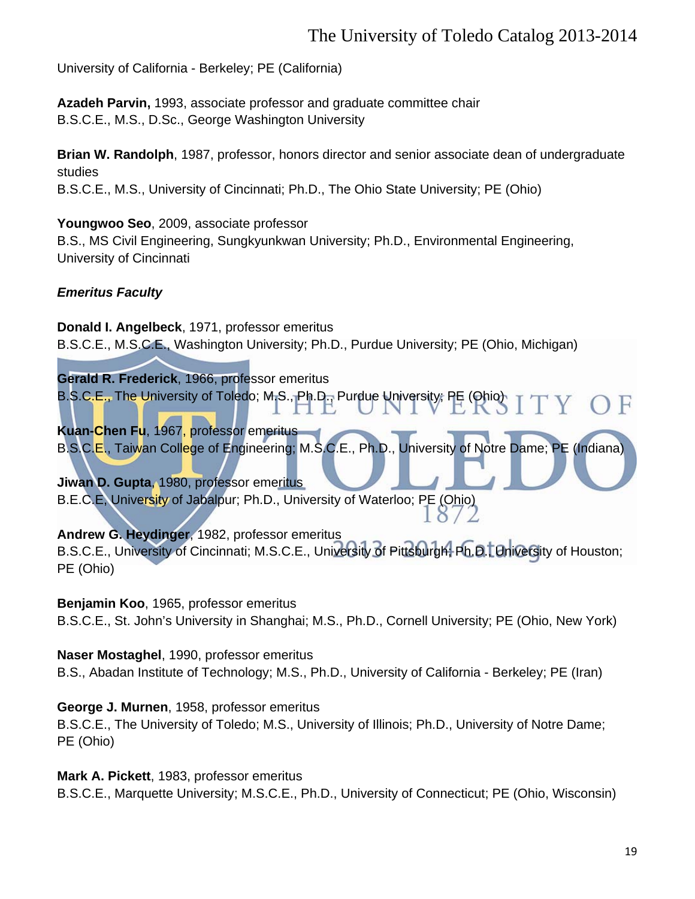University of California - Berkeley; PE (California)

**Azadeh Parvin,** 1993, associate professor and graduate committee chair
B.S.C.E., M.S., D.Sc., George Washington University

**Brian W. Randolph**, 1987, professor, honors director and senior associate dean of undergraduate studies
B.S.C.E., M.S., University of Cincinnati; Ph.D., The Ohio State University; PE (Ohio)

**Youngwoo Seo**, 2009, associate professor
B.S., MS Civil Engineering, Sungkyunkwan University; Ph.D., Environmental Engineering, University of Cincinnati

***Emeritus Faculty***

**Donald I. Angelbeck**, 1971, professor emeritus
B.S.C.E., M.S.C.E., Washington University; Ph.D., Purdue University; PE (Ohio, Michigan)

**Gerald R. Frederick**, 1966, professor emeritus
B.S.C.E., The University of Toledo; M.S., Ph.D., Purdue University; PE (Ohio)

**Kuan-Chen Fu**, 1967, professor emeritus
B.S.C.E., Taiwan College of Engineering; M.S.C.E., Ph.D., University of Notre Dame; PE (Indiana)

**Jiwan D. Gupta**, 1980, professor emeritus
B.E.C.E, University of Jabalpur; Ph.D., University of Waterloo; PE (Ohio)

**Andrew G. Heydinger**, 1982, professor emeritus
B.S.C.E., University of Cincinnati; M.S.C.E., University of Pittsburgh; Ph.D., University of Houston; PE (Ohio)

**Benjamin Koo**, 1965, professor emeritus
B.S.C.E., St. John's University in Shanghai; M.S., Ph.D., Cornell University; PE (Ohio, New York)

**Naser Mostaghel**, 1990, professor emeritus
B.S., Abadan Institute of Technology; M.S., Ph.D., University of California - Berkeley; PE (Iran)

**George J. Murnen**, 1958, professor emeritus
B.S.C.E., The University of Toledo; M.S., University of Illinois; Ph.D., University of Notre Dame; PE (Ohio)

**Mark A. Pickett**, 1983, professor emeritus
B.S.C.E., Marquette University; M.S.C.E., Ph.D., University of Connecticut; PE (Ohio, Wisconsin)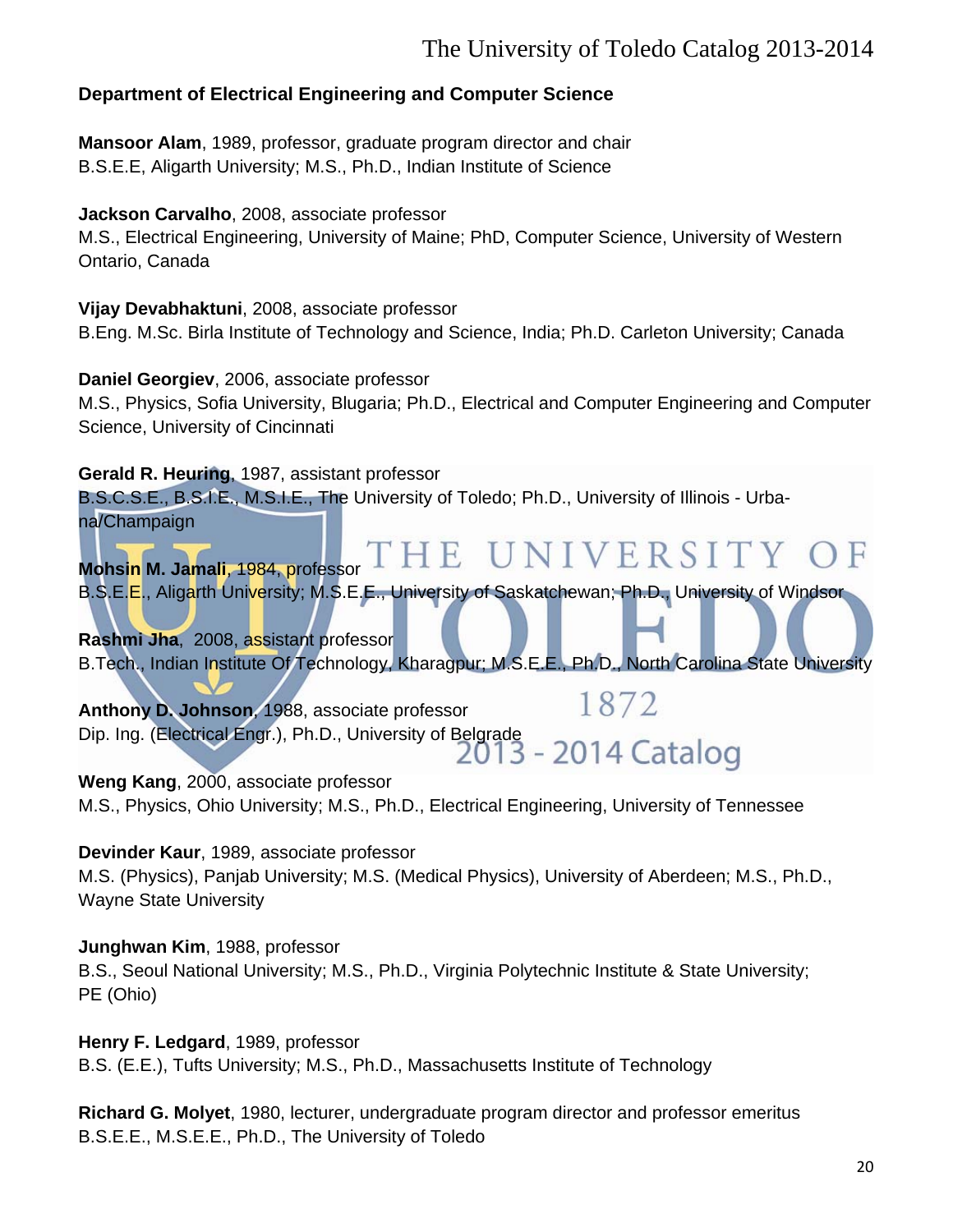### Department of Electrical Engineering and Computer Science

**Mansoor Alam**, 1989, professor, graduate program director and chair
B.S.E.E, Aligarth University; M.S., Ph.D., Indian Institute of Science

**Jackson Carvalho**, 2008, associate professor
M.S., Electrical Engineering, University of Maine; PhD, Computer Science, University of Western Ontario, Canada

**Vijay Devabhaktuni**, 2008, associate professor
B.Eng. M.Sc. Birla Institute of Technology and Science, India; Ph.D. Carleton University; Canada

**Daniel Georgiev**, 2006, associate professor
M.S., Physics, Sofia University, Blugaria; Ph.D., Electrical and Computer Engineering and Computer Science, University of Cincinnati

**Gerald R. Heuring**, 1987, assistant professor
B.S.C.S.E., B.S.I.E., M.S.I.E., The University of Toledo; Ph.D., University of Illinois - Urbana/Champaign

**Mohsin M. Jamali**, 1984, professor
B.S.E.E., Aligarth University; M.S.E.E., University of Saskatchewan; Ph.D., University of Windsor

**Rashmi Jha**, 2008, assistant professor
B.Tech., Indian Institute Of Technology, Kharagpur; M.S.E.E., Ph.D., North Carolina State University

**Anthony D. Johnson**, 1988, associate professor
Dip. Ing. (Electrical Engr.), Ph.D., University of Belgrade

**Weng Kang**, 2000, associate professor
M.S., Physics, Ohio University; M.S., Ph.D., Electrical Engineering, University of Tennessee

**Devinder Kaur**, 1989, associate professor
M.S. (Physics), Panjab University; M.S. (Medical Physics), University of Aberdeen; M.S., Ph.D., Wayne State University

**Junghwan Kim**, 1988, professor
B.S., Seoul National University; M.S., Ph.D., Virginia Polytechnic Institute & State University; PE (Ohio)

**Henry F. Ledgard**, 1989, professor
B.S. (E.E.), Tufts University; M.S., Ph.D., Massachusetts Institute of Technology

**Richard G. Molyet**, 1980, lecturer, undergraduate program director and professor emeritus
B.S.E.E., M.S.E.E., Ph.D., The University of Toledo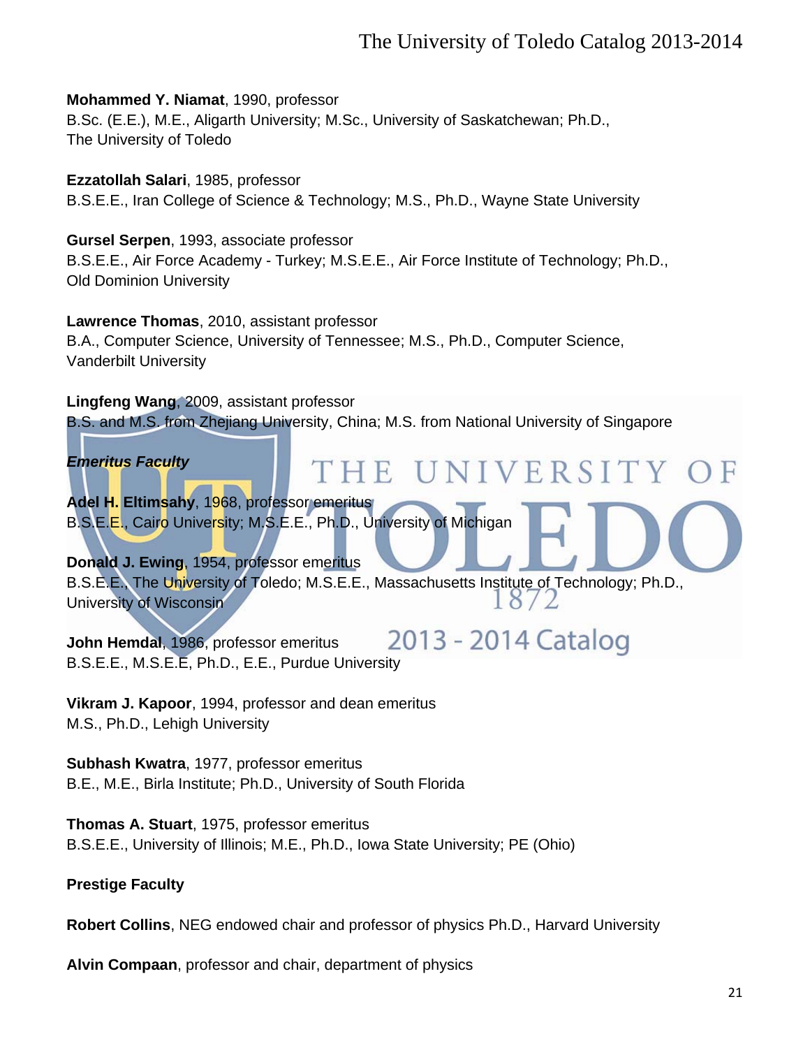**Mohammed Y. Niamat**, 1990, professor
B.Sc. (E.E.), M.E., Aligarth University; M.Sc., University of Saskatchewan; Ph.D., The University of Toledo

**Ezzatollah Salari**, 1985, professor
B.S.E.E., Iran College of Science & Technology; M.S., Ph.D., Wayne State University

**Gursel Serpen**, 1993, associate professor
B.S.E.E., Air Force Academy - Turkey; M.S.E.E., Air Force Institute of Technology; Ph.D., Old Dominion University

**Lawrence Thomas**, 2010, assistant professor
B.A., Computer Science, University of Tennessee; M.S., Ph.D., Computer Science, Vanderbilt University

**Lingfeng Wang**, 2009, assistant professor
B.S. and M.S. from Zhejiang University, China; M.S. from National University of Singapore

***Emeritus Faculty***

**Adel H. Eltimsahy**, 1968, professor emeritus
B.S.E.E., Cairo University; M.S.E.E., Ph.D., University of Michigan

**Donald J. Ewing**, 1954, professor emeritus
B.S.E.E., The University of Toledo; M.S.E.E., Massachusetts Institute of Technology; Ph.D., University of Wisconsin

**John Hemdal**, 1986, professor emeritus
B.S.E.E., M.S.E.E, Ph.D., E.E., Purdue University

**Vikram J. Kapoor**, 1994, professor and dean emeritus
M.S., Ph.D., Lehigh University

**Subhash Kwatra**, 1977, professor emeritus
B.E., M.E., Birla Institute; Ph.D., University of South Florida

**Thomas A. Stuart**, 1975, professor emeritus
B.S.E.E., University of Illinois; M.E., Ph.D., Iowa State University; PE (Ohio)

**Prestige Faculty**

**Robert Collins**, NEG endowed chair and professor of physics Ph.D., Harvard University

**Alvin Compaan**, professor and chair, department of physics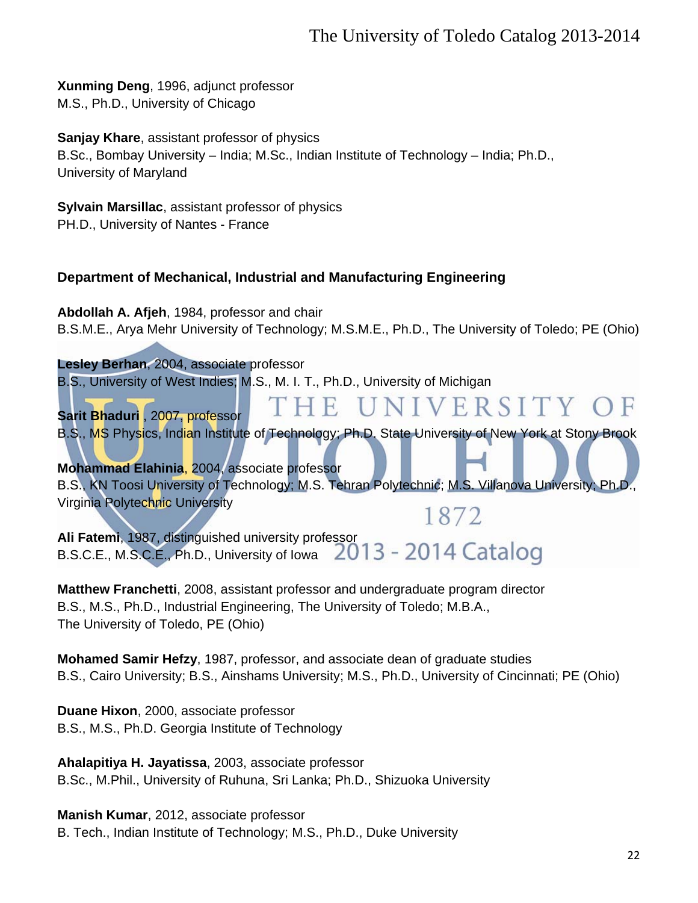**Xunming Deng**, 1996, adjunct professor
M.S., Ph.D., University of Chicago

**Sanjay Khare**, assistant professor of physics
B.Sc., Bombay University – India; M.Sc., Indian Institute of Technology – India; Ph.D., University of Maryland

**Sylvain Marsillac**, assistant professor of physics
PH.D., University of Nantes - France

**Department of Mechanical, Industrial and Manufacturing Engineering**

**Abdollah A. Afjeh**, 1984, professor and chair
B.S.M.E., Arya Mehr University of Technology; M.S.M.E., Ph.D., The University of Toledo; PE (Ohio)

**Lesley Berhan**, 2004, associate professor
B.S., University of West Indies; M.S., M. I. T., Ph.D., University of Michigan

**Sarit Bhaduri** , 2007, professor
B.S., MS Physics, Indian Institute of Technology; Ph.D. State University of New York at Stony Brook

**Mohammad Elahinia**, 2004, associate professor
B.S., KN Toosi University of Technology; M.S. Tehran Polytechnic; M.S. Villanova University; Ph.D., Virginia Polytechnic University

**Ali Fatemi**, 1987, distinguished university professor
B.S.C.E., M.S.C.E., Ph.D., University of Iowa

**Matthew Franchetti**, 2008, assistant professor and undergraduate program director
B.S., M.S., Ph.D., Industrial Engineering, The University of Toledo; M.B.A., The University of Toledo, PE (Ohio)

**Mohamed Samir Hefzy**, 1987, professor, and associate dean of graduate studies
B.S., Cairo University; B.S., Ainshams University; M.S., Ph.D., University of Cincinnati; PE (Ohio)

**Duane Hixon**, 2000, associate professor
B.S., M.S., Ph.D. Georgia Institute of Technology

**Ahalapitiya H. Jayatissa**, 2003, associate professor
B.Sc., M.Phil., University of Ruhuna, Sri Lanka; Ph.D., Shizuoka University

**Manish Kumar**, 2012, associate professor
B. Tech., Indian Institute of Technology; M.S., Ph.D., Duke University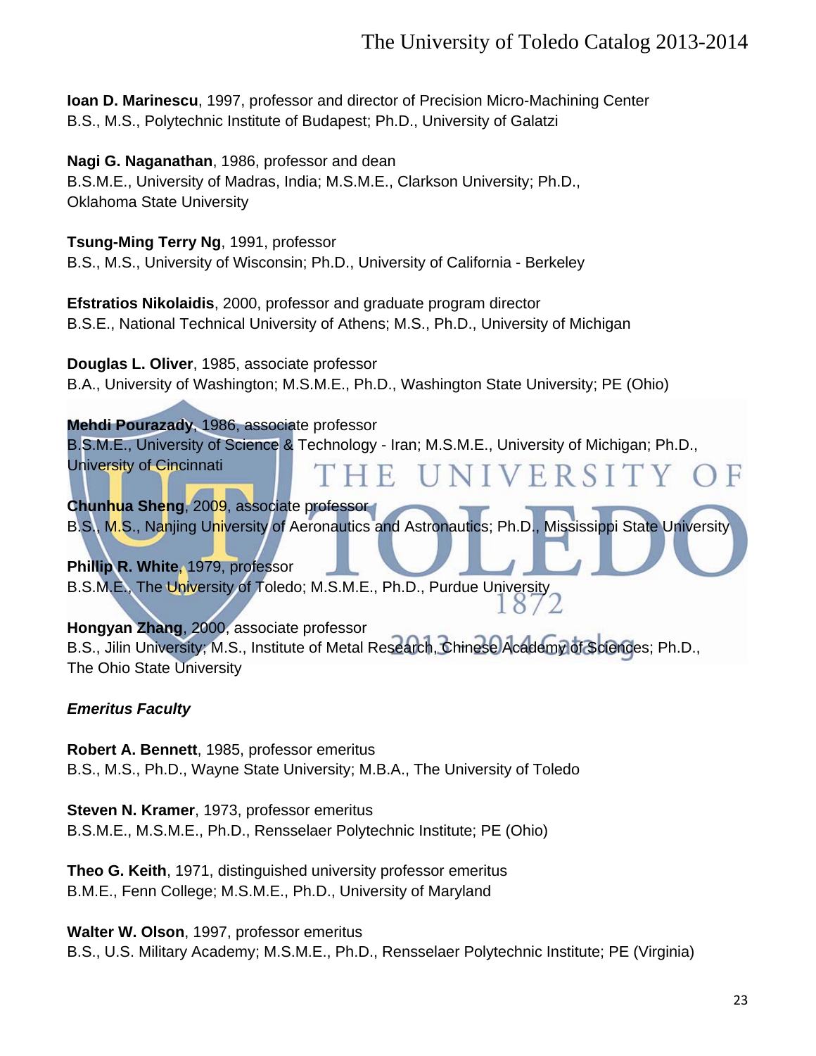**Ioan D. Marinescu**, 1997, professor and director of Precision Micro-Machining Center
B.S., M.S., Polytechnic Institute of Budapest; Ph.D., University of Galatzi

**Nagi G. Naganathan**, 1986, professor and dean
B.S.M.E., University of Madras, India; M.S.M.E., Clarkson University; Ph.D., Oklahoma State University

**Tsung-Ming Terry Ng**, 1991, professor
B.S., M.S., University of Wisconsin; Ph.D., University of California - Berkeley

**Efstratios Nikolaidis**, 2000, professor and graduate program director
B.S.E., National Technical University of Athens; M.S., Ph.D., University of Michigan

**Douglas L. Oliver**, 1985, associate professor
B.A., University of Washington; M.S.M.E., Ph.D., Washington State University; PE (Ohio)

**Mehdi Pourazady**, 1986, associate professor
B.S.M.E., University of Science & Technology - Iran; M.S.M.E., University of Michigan; Ph.D., University of Cincinnati

**Chunhua Sheng**, 2009, associate professor
B.S., M.S., Nanjing University of Aeronautics and Astronautics; Ph.D., Mississippi State University

**Phillip R. White**, 1979, professor
B.S.M.E., The University of Toledo; M.S.M.E., Ph.D., Purdue University

**Hongyan Zhang**, 2000, associate professor
B.S., Jilin University; M.S., Institute of Metal Research, Chinese Academy of Sciences; Ph.D., The Ohio State University

***Emeritus Faculty***

**Robert A. Bennett**, 1985, professor emeritus
B.S., M.S., Ph.D., Wayne State University; M.B.A., The University of Toledo

**Steven N. Kramer**, 1973, professor emeritus
B.S.M.E., M.S.M.E., Ph.D., Rensselaer Polytechnic Institute; PE (Ohio)

**Theo G. Keith**, 1971, distinguished university professor emeritus
B.M.E., Fenn College; M.S.M.E., Ph.D., University of Maryland

**Walter W. Olson**, 1997, professor emeritus
B.S., U.S. Military Academy; M.S.M.E., Ph.D., Rensselaer Polytechnic Institute; PE (Virginia)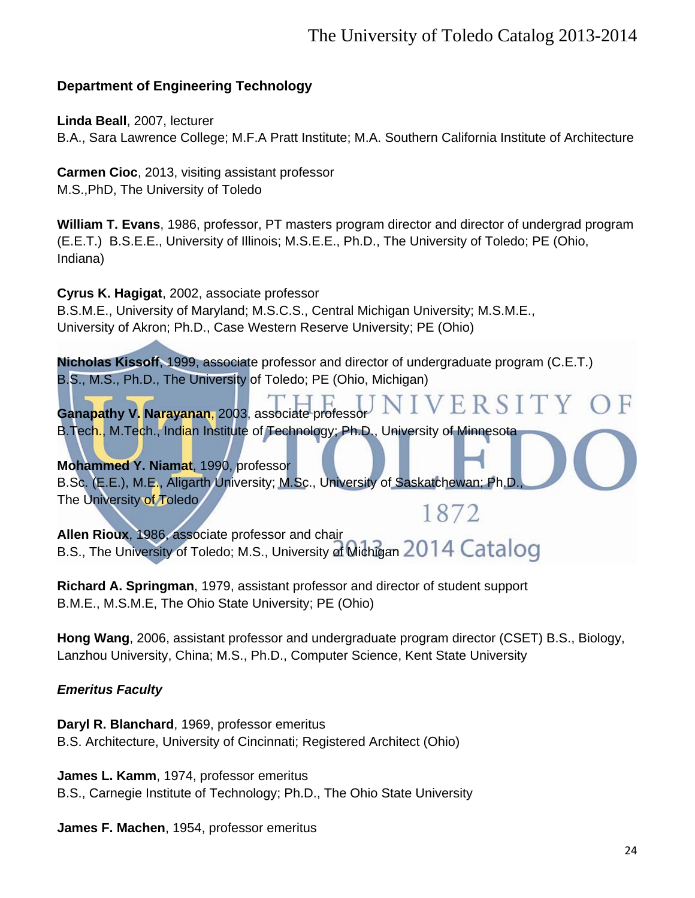## Department of Engineering Technology

**Linda Beall**, 2007, lecturer
B.A., Sara Lawrence College; M.F.A Pratt Institute; M.A. Southern California Institute of Architecture

**Carmen Cioc**, 2013, visiting assistant professor
M.S.,PhD, The University of Toledo

**William T. Evans**, 1986, professor, PT masters program director and director of undergrad program (E.E.T.) B.S.E.E., University of Illinois; M.S.E.E., Ph.D., The University of Toledo; PE (Ohio, Indiana)

**Cyrus K. Hagigat**, 2002, associate professor
B.S.M.E., University of Maryland; M.S.C.S., Central Michigan University; M.S.M.E., University of Akron; Ph.D., Case Western Reserve University; PE (Ohio)

**Nicholas Kissoff**, 1999, associate professor and director of undergraduate program (C.E.T.)
B.S., M.S., Ph.D., The University of Toledo; PE (Ohio, Michigan)

**Ganapathy V. Narayanan**, 2003, associate professor
B.Tech., M.Tech., Indian Institute of Technology; Ph.D., University of Minnesota

**Mohammed Y. Niamat**, 1990, professor
B.Sc. (E.E.), M.E., Aligarth University; M.Sc., University of Saskatchewan; Ph.D., The University of Toledo

**Allen Rioux**, 1986, associate professor and chair
B.S., The University of Toledo; M.S., University of Michigan

**Richard A. Springman**, 1979, assistant professor and director of student support
B.M.E., M.S.M.E, The Ohio State University; PE (Ohio)

**Hong Wang**, 2006, assistant professor and undergraduate program director (CSET) B.S., Biology, Lanzhou University, China; M.S., Ph.D., Computer Science, Kent State University

### *Emeritus Faculty*

**Daryl R. Blanchard**, 1969, professor emeritus
B.S. Architecture, University of Cincinnati; Registered Architect (Ohio)

**James L. Kamm**, 1974, professor emeritus
B.S., Carnegie Institute of Technology; Ph.D., The Ohio State University

**James F. Machen**, 1954, professor emeritus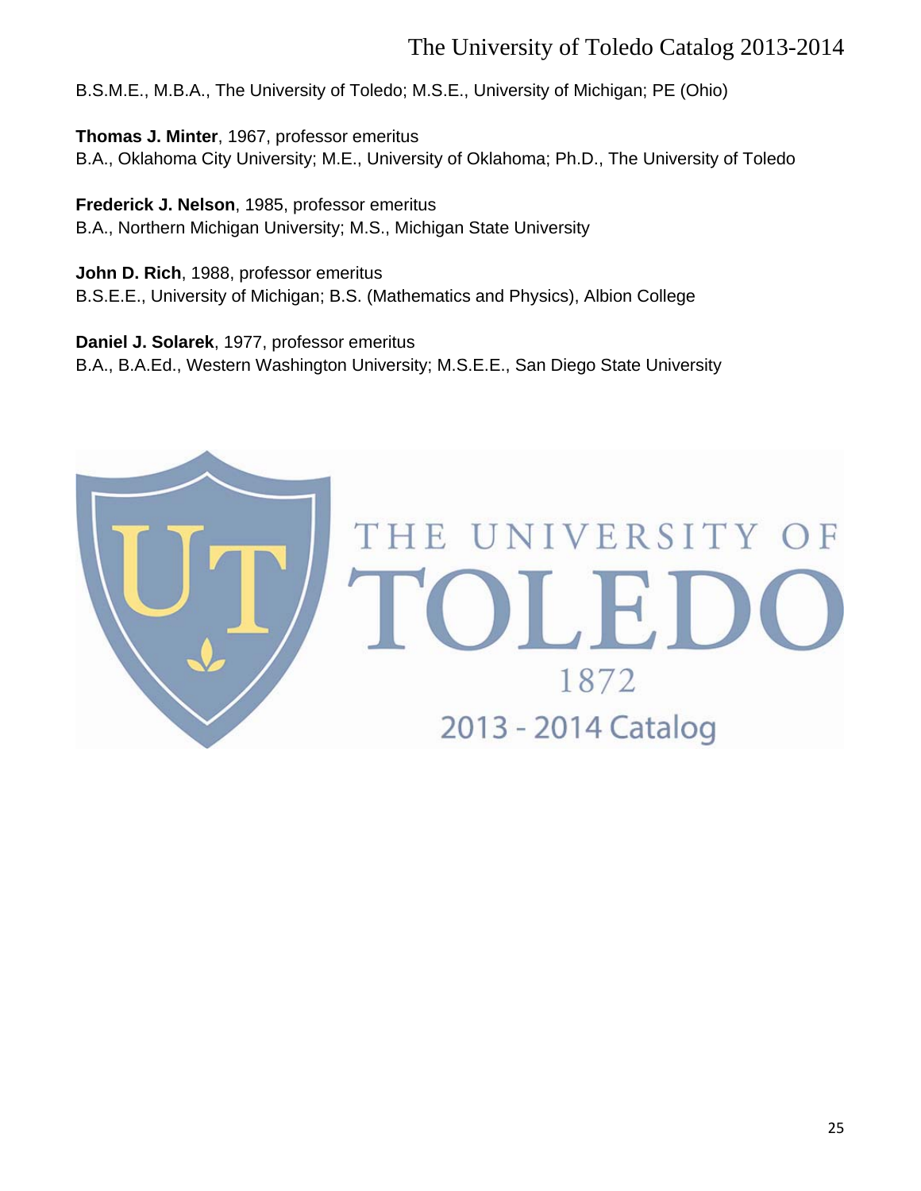B.S.M.E., M.B.A., The University of Toledo; M.S.E., University of Michigan; PE (Ohio)

**Thomas J. Minter**, 1967, professor emeritus
B.A., Oklahoma City University; M.E., University of Oklahoma; Ph.D., The University of Toledo

**Frederick J. Nelson**, 1985, professor emeritus
B.A., Northern Michigan University; M.S., Michigan State University

**John D. Rich**, 1988, professor emeritus
B.S.E.E., University of Michigan; B.S. (Mathematics and Physics), Albion College

**Daniel J. Solarek**, 1977, professor emeritus
B.A., B.A.Ed., Western Washington University; M.S.E.E., San Diego State University